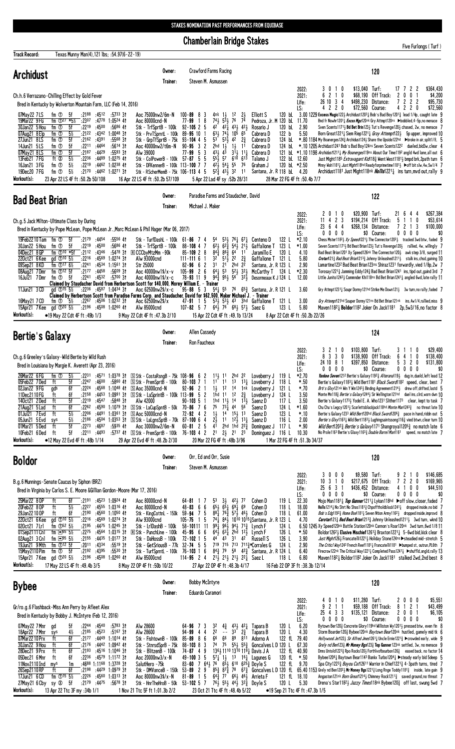STAKES NOMINATION PAST PERFORMANCES FROM EQUIBASE

# Chamberlain Bridge Stakes

Five Furlongs ( Turf )

**Track Record:** Texas Munny Man(4),121 lbs; :54.97(6-22-19)

## Archidust

Owner: Crawford Farms Racing
Trainer: Steven M. Asmussen

**120**

Ch.h.6 Verrazano-Chilling Effect by Gold Fever
Bred in Kentucky by Wolverton Mountain Farm, LLC (Feb 14, 2016)

| | | | | | | | | |
|---|---|---|---|---|---|---|---|---|
| 2022: | 3 0 1 0 | $13,040 | Turf: | 17 7 2 2 | $364,430 |
| 2021: | 6 2 1 0 | $68,190 | Off Track: | 2 0 0 1 | $4,200 |
| Life: | 26 10 3 4 | $498,230 | Distance: | 7 2 2 2 | $95,730 |
| LS: | 4 2 2 0 | $72,560 | Course: | 4 2 2 0 | $72,560 |

```
07May22 7 LS  fm ①  5f  :2188 :4512 :5733 3↑ Aoc 75000nw2/6m-N 100-89 8 3  4nk 1½  12  2½  Elliott S      120 bL  3.00 1229 Excess Magic122½ Archidust1203½ Bob's Bad Boy120¹½ lead 1/4p, caught late 9
19Mar22 9 FG  fm ①27 *5½ :2307 :4778 1:0524 4↑ Aoc 80000cnd-N  77-99 1 8  74½ 53½ 76  74  Pedroza, Jr. M 120 bL 11.70  Bnd fr Nowhr120¹½ Excss Mgc120nk Gry Attmpt120ns ▶bobbled,4-5p,no menace 8
30Jan22 5 Hou fm ①  5f  :2219 :4500 :5686 4↑ Stk - TrfSprtB - 100k 92-105 2 5  42  42½ 43½ 42½ Rosario J      120 bL  2.90  Sven Scents1171½ Bd Bet Brin123½ Tut's Revenge120½ chased, 2w, no menace 7
07Aug21 8 Elp fm ①  5½  :2122 :4342 1:0048 3↑ Stk - PrvlTSprntL - 100k 89-95 10 1 63½ 74½ 105 65  Cabrera D      122 b   5.50  Born Great1221½ Siem Riep1221½ Gray Attempt122½  5p upper, improved 10
27Jun21 8 LS  fm ①  5f  :2162 :4391 :5568 3↑ Stk - GrpTfSprtB - 75k 93-104 4 5 53  53½ 42  2¾  Cabrera D      124 bL *.80 1184 My Boanerges124¾ Archidust124½ Share the Upside122hd ▶broke in air,splt1/8. 5
14Jun21 5 LS  fm ①  5f  :2211 :4464 :5614 3↑ Aoc 40000nw2/t6m-N 90-95 3 2 2hd 1½  1½  11  Cabrera D      124 bL *.10 1205 Archidust1241 Bob's Bad Boy124ns Seven Scents1222  dueled,bid3w,clear 4
07May21 8 LS  fm ①  5f  :2187 :4429 :5593 3↑ Alw 39000       77-99 5 3  43½ 43  31½ 11½ Cabrera D      121 bL *1.10 1198 Archidust1211½ My Boanerges119ns About Our Time1192 angld 4wd lane,all out 6
13Feb21 7 FG  ft ⊗  5½  :2236 :4489 1:0275 4↑ Stk - ColPowerB - 100k 57-87 5 5 55½ 57  610 613 Talamo J      122 bL 12.60  Just Might1185 Extravagant Kid118½ Went West1181½ bmpd brk,2path turn 6
16Jan21 3 FG  fm ①  5½  :2219 :4462 1:0238 4↑ Stk - DFKennerB - 100k 113-100 7 7 42½ 54½ 55  76  Graham J      120 bL *2.50  Mnny Wah118½ Just Might118hd Readyforprimetime118½ ▶off bit slw,4w,5w1/4 7
19Dec20 7 FG  fm ①  5½  :2170 :4462 1:0271 3↑ Stk - RSCherMemB - 75k 106-113 4 5 52¾ 43½ 32  11  Santana, Jr. R 118 bL  4.20  Archidust1181 Just Might118nk Hollis122¼ ins turn,mvd out,rally 9
```

Workout(s): 23 Apr 22 LS 4F ft :50.2b 50/108 | 16 Apr 22 LS 4F ft :50.2b 57/109 | 5 Apr 22 Lad 4F sy :52b 28/31 | 28 Mar 22 FG 4F ft :50.4b 7/7

## Bad Beat Brian

Owner: Paradise Farms and Staudacher, David
Trainer: Michael J. Maker

**122**

Ch.g.5 Jack Milton-Ultimate Class by During
Bred in Kentucky by Pope McLean, Pope McLean Jr.,Marc McLean & Phil Hager (Mar 06, 2017)

| | | | | | | | | |
|---|---|---|---|---|---|---|---|---|
| 2022: | 2 0 1 0 | $20,900 | Turf: | 21 6 4 4 | $267,384 |
| 2021: | 11 4 2 3 | $194,214 | Off Track: | 5 1 1 0 | $53,614 |
| Life: | 23 6 4 4 | $268,134 | Distance: | 7 2 1 3 | $100,000 |
| LS: | 0 0 0 0 | $0 | Course: | 0 0 0 0 | $0 |

```
19Feb22 10 Tam fm ①  5f  :2179 :4454 :5564 4↑ Stk - TurfDashL - 100k 61-86 7 4  54  53½ 76¼ 67¼ Centeno D     122 L  *2.10  Chess Mster1182½ Xy Speed1221½ The Connector120²½ tracked 3wd btw, faded 9
30Jan22 5 Hou fm ①  5f  :2219 :4500 :5686 4↑ Stk - TrfSprtB - 100k 88-108 4 7 62½ 62¾ 54½ 21½ Gaffalione T  123 L  *1.00  Seven Scents1171½ Bd Beat Brian123½ Tut's Revenge120½  rallied, 4w, willingly 7
04Dec21 8 GP  fm ①10 *5f :2112 :4346 :5478 3↑ Ⓡ CCByMtzMm -90k 85-109 2 8  84¾ 86½ 64  11  Jaramillo E   120 L   4.10  Bad Beat Brian1201 Xy Speed126nk The Connector120½  awk step 3/8, surged 11
22Oct21 6 Kee gd ①10 5½  :2216 :4569 1:0274 3↑ Alw 93000cnd    111-111 6 1 32  51½ 22  2¾  Gaffalione T  121 L   5.80  Crotari121¾ Bad Beat Brian121½ Johnny Unleashed121½  stalk ins,chsd,gaining 10
09Sep21 8 KD  fm ①17 6½  :2241 :4534 1:1561 3↑ Str 25000       82-96 6 2  31  21  2hd 22  Santana, Jr. R 123 L  2.90  Lamartine123² Bad Beat Brian123ns Shiraz1231 forwardly,vied 1/8p,2w 7
08Aug21 7 Dmr fm ①12 5f  :2177 :4458 :5609 3↑ Aoc 40000nw1$/x-v 105-99 2 6 64½ 53  52½ 32½ McCarthy T   124 L  *2.30  Torosay1221½ Jamming Eddy124½ Bad Beat Brian1241  ins,tipd out,gaind 3rd 7
16Jul21 7 Dmr fm ①  5f  :2241 :4532 :5700 3↑ Aoc 40000nw1$/x-c 78-93 11 9 94¾ 95½ 56  32½ Desormeaux K J 124 L 12.00 Little Junito1242½ Commnder Khl118ns Bd Bet Brian1241½ angled 6wd,late rally 11
    Claimed by Staudacher David from Herbertson Scott for $40,000, Morey William E. - Trainer
11Jun21 3 CD  gd ①15 5½  :2236 :4587 1:0434 3↑ Aoc 62500nw2$/x-c 95-88 5 3 54½ 55  76  65¾ Santana, Jr. R 121 L  3.60  Gry Attmpt1231½ Soupr Dorny121hd Strike Me Down121½  3w turn,no rally,faded 7
    Claimed by Herbertson Scott from Paradise Farms Corp. and Staudacher, David for $62,500, Maker Michael J. - Trainer
16May21 7 CD  fm ①  5½  :2267 :4506 1:0232 3↑ Aoc 62500nw2$/x   47-91 1 5  53½ 53½ 43  3hd Gaffalione T  121 L   3.00  Gry Attempt121hd Souper Dorny121ns Bd Bet Brian121nk  ins,4w1/4,rallied,miss 9
15Apr21 7 Kee gd ①20 5½  :2196 :4508 1:0260 4↑ Alw 85000cnd    107-82 5 7  64½ 76  68¾ 57¾ Saez G        123 L   5.80  Maven1182½ Boldor1182 Joker On Jack1181  2p,5w3/16,no factor 8
```

Workout(s): •19 May 22 Cdt 4F ft :49b 1/3 | 9 May 22 Cdt 4F ft :47.3b 2/10 | 15 Apr 22 Cdt 4F ft :49.1b 13/24 | 8 Apr 22 Cdt 4F ft :50.2b 22/26

## Bertie's Galaxy

Owner: Allen Cassedy
Trainer: Ron Faucheux

**124**

Ch.g.6 Greeley's Galaxy-Wild Bertie by Wild Rush
Bred in Louisiana by Margie K. Averett (Apr 23, 2016)

| | | | | | | | | |
|---|---|---|---|---|---|---|---|---|
| 2022: | 3 2 1 0 | $103,800 | Turf: | 3 1 1 0 | $29,400 |
| 2021: | 8 3 3 0 | $138,900 | Off Track: | 6 4 1 0 | $138,400 |
| Life: | 24 10 8 1 | $397,850 | Distance: | 5 3 2 0 | $131,800 |
| LS: | 0 0 0 0 | $0 | Course: | 0 0 0 0 | $0 |

```
26Mar22 6 FG  fm ①  5½  :2231 :4571 1:0378 3↑ Ⓢ Stk - CostaRsngB - 75k 108-96 6 2 11½ 11  2hd 22  Loveberry J   119 L  *2.70  Yankee Seven1212 Bertie's Galaxy1192¾ Alterana119½  dug in,dueld,left lead 12
05Feb22 7 Ded ft     5f  :2247 :4600 :5860 4↑ Ⓢ Stk - PremSprtB - 100k 80-103 7 1 11  11  13  13¼ Loveberry J   118 L   *.50  Bertie's Galaxy1183¼ Wild Bert1181 Black Sword182  speed, clear, best 7
02Jan22 9 FG  gd⊗  6f  :2224 :4568 1:1048 4↑ Ⓢ Aoc 35000cnd-N   92-96 2 1  1½  12  14  1nk Loveberry J   121 L   *.70  Brt's Glxy121nk Win Y Win124¾ Binding Agreement1214½  drew off,drifted,lastd 5
11Dec21 10 FG ft     6f  :2158 :4453 1:0991 3↑ Ⓢ Stk - LaSprintB - 100k 113-99 5 2 1hd 11  12  2¾  Loveberry J   124 L   3.50  Monte Mn118¾ Bertie's Galaxy1244¾ Sir Wellington121hd  duel ins,clrd,worn dwn 10
14Oct21 2 Ded ft     5f  :2219 :4547 :5848 3↑ Alw 42000      90-103 5 1 1hd 11½ 14  13½ Saenz D        117 L   3.50  Bertie's Galaxy1173½ Yodel E. A. Who1231 Slither1173  clear, kept to task 7
21Aug21 5 Lad ft     6f  :2262 :4590 1:1079 3↑ Ⓢ Stk - LaCupSprtB - 50k 70-86 7 6  75  73¼ 44  56  Saenz D        124 L  *1.60  Chu Chu's Legcy1201¼ Scarlettsblackjack118hd Monte Man1243¾  no threat late 10
01Jul21 7 Evd ft     5½  :2206 :4491 1:0361 3↑ Ⓢ Aoc 50000cnd-N   72-92 4 2  1½  14  15½ 13  Saenz D        123 L   *.10  Bertie's Galaxy1233 Wild Bert120hd Black Sword206½  pace in hand,riddn out 5
05Jun21 5 Evd sys    5½  :2186 :4504 1:0353 3↑ Ⓢ Stk - LaLgnsSprtB - 70k 87-100 6 4 2½  11  12½ 13¼ Saenz D        116 L   2.00  Bertie's Glxy1163¼ Wild Bert1181½ Lughingsaintssong116¾ vied btwn,clear turn 10
01Mar21 5 Ded ft     5f  :2273 :4687 :5935 4↑ Aoc 30000nw2/6m-N 60-81 2 5 41  2hd 1hd 22¾ Dominguez J   117 L   *.90  Wild Bert1202¾ Bertie's Galaxy1171 Shangroya1205½  no match late 6
10Feb21 6 Ded ft     5f  :2211 :4493 :5737 4↑ Ⓢ Stk - PremSprtB - 100k 76-103 4 2 21  2½  21  23  Dominguez J   116 L  10.30  No Prole1163 Bertie's Glaxy1163¼ Double Barrel Man1161  speed, no match late 7
```

Workout(s): •12 May 22 Evd 4F ft :48b 1/14 | 29 Apr 22 Evd 4F ft :48.2b 2/30 | 20 Mar 22 FG 4F ft :48b 3/96 | 1 Mar 22 FG 4F ft :51.3b 34/37

## Boldor

Owner: Orr, Ed and Orr, Susie
Trainer: Steven M. Asmussen

**120**

B.g.6 Munnings-Senate Caucus by Siphon (BRZ)
Bred in Virginia by Carlos S. E. Moore &Gillian Gordon-Moore (Mar 17, 2016)

| | | | | | | | | |
|---|---|---|---|---|---|---|---|---|
| 2022: | 3 0 0 0 | $9,580 | Turf: | 9 2 1 0 | $146,685 |
| 2021: | 10 3 1 0 | $217,675 | Off Track: | 7 2 2 0 | $169,965 |
| Life: | 25 6 3 1 | $436,452 | Distance: | 4 1 0 0 | $44,510 |
| LS: | 0 0 0 0 | $0 | Course: | 0 0 0 0 | $0 |

```
25Mar22 8 OP  ft     6f  :2191 :4523 1:0924 4↑ Aoc 80000cnd-N   64-81 1 7  53  3½  42½ 77  Cohen D        119 L  22.30  Mojo Man1181¼ Top Gunner1211¾ Lykan118hd ▶off slow,closer,faded 7
20Feb22 8 OP  ft     5½  :2227 :4555 1:0316 4↑ Aoc 80000cnd-N   48-83 6 6  65½ 65¼ 69¾ 69  Cohen D        118 L  18.00  Hollis1214¼ No Shrt No Shos1181¾ Chpoffthloldblock1241¼  dropped inside,no bid 7
29Jan22 10 OP ft     6f  :2190 :4560 1:1050 4↑ Stk - KingCottnL - 150k 59-94 7 5 88¾ 76¾ 57½ 46½ Cohen D      118 L  61.00  Bob's Edg1192¾ Home Bse1181¾ Seven Nton Army1162½  dropped inside,improvd 8
22Oct21 6 Kee gd ①10 5½  :2216 :4569 1:0274 3↑ Alw 93000cnd    105-75 1 5  74½ 84½ 1010 1015¾ Santana, Jr. R 123 L  4.70  Carotari121¾ Bad Beat Brian121½ Johnny Unleashed121½  3wd turn, wknd 10
02Oct21 7 Lrl fm ①52 5½  :2195 :4475 1:0245 3↑ Stk - LrlDashB - 100k 58-101 11 11 99¾ 96¾ 94½ 71¾ Lynch F     124 L   6.50 1245 Xy Speed120nk Battle Station120nk Cannon's Roar120nk 3wd turn,6wd 1/8 11
01Sep21 11 Cnl fm ①85 5½  :2275 :4504 1:0315 3↑ Ⓡ Stk - PunchLine - 100k 45-95 6 6 64½ 63¾ 2hd 12½ Lynch F     126 L   *.50  Boldor1262½ Elusive Mischief1261¾ Braxton1221¼ 6-5wd bid,kick clear 8
02Aug21 3 Cnl fm ①85 5½  :2155 :4435 1:0177 3↑ Stk - DaHossB - 100k 72-102 1 5 44  43  31  42  Russell S     126 L   3.90  Just Might1262 Francatelli1221¼ Holiday Stone124ns ▶steadied mid-stretch 5
19Jun21 9 Mth fm ①12 5f  :2011 :4334 :5519 3↑ Stk - GetSriousB - 77k 32-74 5 5 719 715 713 711¾ *Corrales G    124 L   2.90  The Critic Way1243 French Reef1181¾ Francatelli1181 ▶bumped st, outrun,PL6th 7
15May21 10 Pim fm ①  5f  :2192 :4495 :5530 3↑ Stk - TurfSprntL - 100k 76-103 1 6 84¾ 79  58  42¾ Santana, Jr. R 124 L  6.40  Firecrow122nk The Critical Way1221½ Completed Pass1241¼ ▶shuffld,angld,rally 13
15Apr21 7 Kee gd ①20 5½  :2196 :4508 1:0260 4↑ Alw 85000cnd    114-95 2 4  21½ 21½ 21½ 22¼ Saez L        118 L   6.80  Maven1182¼ Boldor1182 Joker On Jack1181  stalked 2wd,2nd best 8
```

Workout(s): 17 May 22 LS 4F ft :49.4b 3/5 | 8 May 22 OP 4F ft :50b 10/22 | 27 Apr 22 OP 4F ft :48.3b 4/17 | 16 Feb 22 OP 3F ft :38.3b 12/14

## Bybee

Owner: Bobby McIntyre
Trainer: Eduardo Caramori

**120**

Gr/ro.g.6 Flashback-Miss Ann Perry by Afleet Alex
Bred in Kentucky by Bobby J. McIntyre (Feb 12, 2016)

| | | | | | | | | |
|---|---|---|---|---|---|---|---|---|
| 2022: | 4 0 1 0 | $11,280 | Turf: | 2 0 0 0 | $5,551 |
| 2021: | 9 2 1 1 | $59,188 | Off Track: | 8 1 2 1 | $43,499 |
| Life: | 25 4 3 3 | $135,121 | Distance: | 2 0 0 1 | $6,105 |
| LS: | 0 0 0 0 | $0 | Course: | 0 0 0 0 | $0 |

```
07May22 7 Mnr gd     5f  :2244 :4540 :5783 3↑ Alw 28600       64-96 7 3  32  4¾  43½ 42¼ Tapara B       120 L   6.20  Bytown Ber120¾ Concrete Glory119hd Williston Wy1201¾ pressed btw, even fin 8
18Apr22 7 Mnr sys    4½  :2185 :4523 :5167 3↑ Alw 28600       94-99 4 4  22  --  33  2¾  Tapara B       120 L   4.30  Storm Boarder120¾ Bybee120nk Baytown Bear120nk hustled, gamely mid tk 6
07Mar22 10 Prx ft    6f  :2177 :4449 1:1014 4↑ Stk - FishtownB - 100k 85-89 8 6 66  66  89  811 Adorno A     122 fL 79.40  Hollywood Jet122½ Sir Alfred Imes1261¾ Uncle Ernie1221¾ ▶crowded early, wide 9
30Jan22 9 Hou ft     6f  :2176 :4442 1:0942 4↑ Stk - StnrsdSprtB - 75k 88-103 8 3 74  75  55½ 55¾ Goncalves L D 120 L 67.30  Grely nd Ben123¾ Mr Money Bgs123¾ Top Gunner123nk settled, 3w, no menace 9
28Dec21 9 Prx ft     6f  :2193 :4516 1:1046 3↑ Stk - BlitzenB - 100k 74-87 4 9 136¾ 1110 1310 119¾ Davis J A   122 fL 40.90  Drms Untold1223¾ Rpo Rocks120½ Forthlvofbourbon126¾  eased back, no factor 14
05Dec21 6 Mnr ft     6f  :2236 :4579 1:1172 3↑ Aoc 20000nw3/x-N 49-100 3 5 57¼ 1½  13  16¼ Lagunes G      120 fL  *.50  Bybee1206¼ Baytown Bear1143 Banix Turbo1204¾ ▶steady early bid 5deep 5
11Nov21 10 Ind my^s  1m  :4608 1:1168 1:3728 3↑ SaluteHero - 75k  83-60 7 64¾ 76  65½ 610 625¾ Doyle S       122 fL  9.70  Spa City1223¾ Bayou Caf1261 Warrior in Chief1221¾ 4-3path turns, tired 7
26Sep21 10 RP ft     6f  :2198 :4429 1:0978 3↑ Stk - DMVanceB - 150k 53-89 2 9 85¾ 87¾ 78  67¾ Goncalves L D 120 fL 65.40 1153 Grely nd Ben120¾ Mr Money Bgs1221½ Long Rage Toddy1181¾  inside, late gain 9
12Jun21 6 CD  fm ①15 5½  :2206 :4560 1:0313 3↑ Aoc 80000nw3$/x-N 81-89 1 5 84¾ 77  66¾ 46  Arrieta F     121 fL 18.10  Angaston121nk Born Great121¾ Chimney Rock1211¾  saved ground,no threat 7
27May21 6 Cby sy ⊗  5f  :2179 :4475 :5678 3↑ Stk - HnrTheHroB - 50k 53-102 5 7 76½ 55½ 44½ 32¾ Doyle S      121 L   5.30  Drena's Star1182¾ Jazzy Times118nk Bybee120¾ off last, swung 5wd 7
```

Workout(s): 13 Apr 22 Tdn 3F my :34b 1/1 | 1 Nov 21 Tdn 5F ft 1:01.3b 2/2 | 23 Oct 21 Tdn 4F ft :48.4b 5/22 | •19 Sep 21 Tdn 4F ft :47.3b 1/5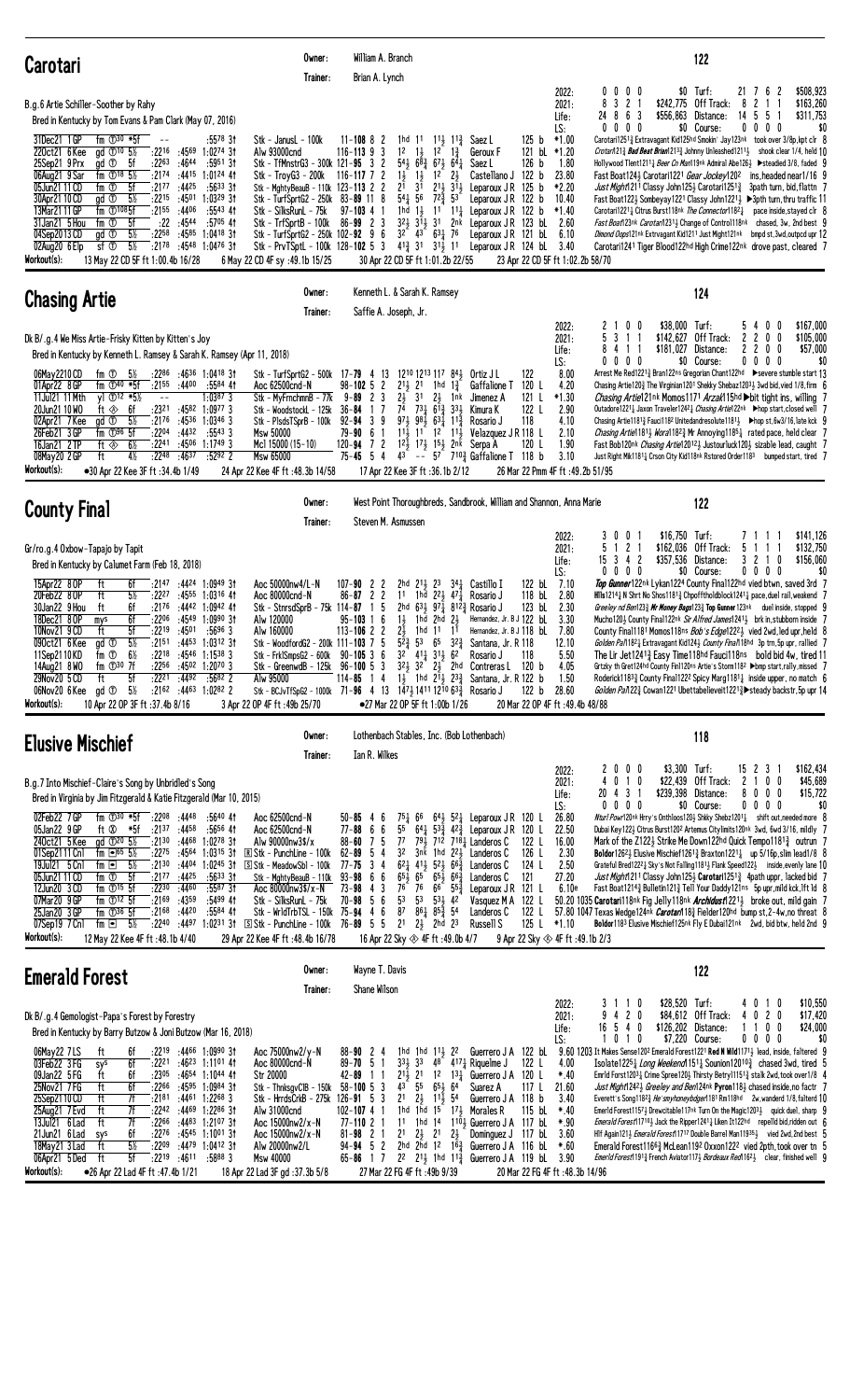# Carotari

Owner: William A. Branch
Trainer: Brian A. Lynch

**122**

B.g.6 Artie Schiller-Soother by Rahy
Bred in Kentucky by Tom Evans & Pam Clark (May 07, 2016)

| | Starts | 1st | 2nd | 3rd | Earnings | | | | | | |
|---|---|---|---|---|---|---|---|---|---|---|---|
| 2022: | 0 | 0 | 0 | 0 | $0 | Turf: | 21 | 7 | 6 | 2 | $508,923 |
| 2021: | 8 | 3 | 2 | 1 | $242,775 | Off Track: | 8 | 2 | 1 | 1 | $163,260 |
| Life: | 24 | 8 | 6 | 3 | $556,863 | Distance: | 14 | 5 | 5 | 1 | $311,753 |
| LS: | 0 | 0 | 0 | 0 | $0 | Course: | 0 | 0 | 0 | 0 | $0 |

```
31Dec21 1GP   fm ①30 *5f    --     :5578 3↑  Stk - JanusL - 100k     11-108 8 2  1hd 11  11½ 11¾ Saez L       125 b *1.00  Carotari125 1¾ Extravagant Kid125hd Smokin' Jay123nk took over 3/8p,kpt clr 8
22Oct21 6Kee  gd ①10 5½  :2216 :4569 1:0274 3↑  Alw 93000cnd    116-113 9 3  12  1½  12  1¾  Geroux F     121 bL *1.20  Crotari121¾ Bad Beat Brian1213¾ Johnny Unleashed1211½ shook clear 1/4, held 10
25Sep21 9Prx  gd ①  5f   :2263 :4644  :5951 3↑  Stk - TfMnstrG3 - 300k 121-95 3 2  54½ 68¾ 67¾ 64¼ Saez L       126 b  1.80  Hollywood Tlent1211¼ Beer Cn Mn119nk Admiral Abe126½ ▶steadied 3/8, faded 9
06Aug21 9 Sar fm ①18 5½  :2174 :4415 1:0124 4↑  Stk - TroyG3 - 200k    116-117 7 2  1½  1½  12  2½  Castellano J  122 b 23.80  Fast Boat124½ Carotari122¾ Gear Jockey1202 ins,headed near1/16 9
05Jun21 11CD  fm ①  5f   :2177 :4425  :5633 3↑  Stk - MghtyBeauB - 110k 123-113 2 2  21  31  21½ 31½ Leparoux J R  125 b *2.20  Just Might1211 Classy John125½ Carotari1251¾ 3path turn, bid,flattn 7
30Apr21 10CD  gd ①  5½  :2215 :4501 1:0329 3↑  Stk - TurfSprtG2 - 250k 83-89 11 8  54½ 56  78½ 53  Leparoux J R  122 b 10.40  Fast Boat122½ Sombeyay1221 Classy John1221¼ ▶3pth turn,thru traffic 11
13Mar21 11GP  fm ①108 5f  :2155 :4406  :5543 4↑  Stk - SilksRunL - 75k     97-103 4 1  1hd 1½  11  11¼ Leparoux J R  122 b *1.40  Carotari1221¼ Citrus Burst118nk The Connector1182¼ pace inside,stayed clr 8
31Jan21 5Hou  fm ①  5f   :22  :4544  :5708 4↑  Stk - TrfSprtB - 100k    86-99 2 3  32½ 31½ 31  2nk Leparoux J R  123 bL 2.60  Fast Boat123nk Carotari1231¼ Change of Control118nk chased, 3w, 2nd best 9
04Sep2013CD   gd ①  5½  :2258 :4585 1:0418 3↑  Stk - TurfSprtG2 - 250k 102-92 9 6  32  43  63¾ 76  Leparoux J R  121 bL 6.10  Emond Dope121nk Extrvagant Kid1211 Just Might121nk bmpd st,3wd,outpcd upr 12
02Aug20 6Elp  sf ①  5½  :2178 :4548 1:0476 3↑  Stk - PrvTSprtL - 100k 128-102 5 3  41¾ 31  31½ 11  Leparoux J R  124 bL 3.40  Carotari1241 Tiger Blood122hd High Crime122nk drove past, cleared 7
Workout(s):   13 May 22 CD 5F ft 1:00.4b 16/28    6 May 22 CD 4F sy :49.1b 15/25    30 Apr 22 CD 5F ft 1:01.2b 22/55    23 Apr 22 CD 5F ft 1:02.2b 58/70
```

# Chasing Artie

Owner: Kenneth L. & Sarah K. Ramsey
Trainer: Saffie A. Joseph, Jr.

**124**

Dk B/.g.4 We Miss Artie-Frisky Kitten by Kitten's Joy
Bred in Kentucky by Kenneth L. Ramsey & Sarah K. Ramsey (Apr 11, 2018)

| | Starts | 1st | 2nd | 3rd | Earnings | | | | | | |
|---|---|---|---|---|---|---|---|---|---|---|---|
| 2022: | 2 | 1 | 0 | 0 | $38,000 | Turf: | 5 | 4 | 0 | 0 | $167,000 |
| 2021: | 5 | 3 | 1 | 1 | $142,627 | Off Track: | 2 | 2 | 0 | 0 | $105,000 |
| Life: | 8 | 4 | 1 | 1 | $181,027 | Distance: | 2 | 2 | 0 | 0 | $57,000 |
| LS: | 0 | 0 | 0 | 0 | $0 | Course: | 0 | 0 | 0 | 0 | $0 |

```
06May2210CD   fm ①  5½  :2286 :4636 1:0418 3↑  Stk - TurfSprtG2 - 500k 17-79 4 13 1210 1213 117 84½ Ortiz J L     122    8.00  Arrest Me Red1221¾ Bran122ns Gregorian Chant122hd ▶severe stumble start 13
01Apr22 8GP   fm ①40 *5f  :2155 :4400  :5584 4↑  Aoc 62500cnd-N  98-102 5 2  21½ 21  1hd 1¾  Gaffalione T  120 L  4.20  Chasing Artie120¾ The Virginian1201 Shekky Shebaz1203½ 3wd bid,vied 1/8,frm 6
11Jul21 11Mth yl ①12 *5½   --    1:0387 3    Stk - MyFrnchmnB - 77k  9-89 2 3  2½  31  2½  1nk Jimenez A     121 L *1.30  Chasing Artie121nk Momos1171 Arzak115hd ▶bit tight ins, willing 7
20Jun21 10WO  ft ◈  6f   :2321 :4582 1:0977 3    Stk - WoodstockL - 125k 36-84 1 7  74  73¾ 61¾ 33½ Kimura K      122 L  2.90  Outadore122¼ Jaxon Traveler1242½ Chasing Artie122nk ▶hop start,closed well 7
02Apr21 7Kee  gd ①  5½  :2176 :4536 1:0346 3    Stk - PlsdsTSprB - 100k 92-94 3 9  97½ 98½ 63¼ 11¾ Rosario J     118    4.10  Chasing Artie1181¾ Fauci1182 Unitedandresolute1181¼ ▶hop st,6w3/16,late kck 9
26Feb21 3GP   fm ①96 5f  :2204 :4432  :5543 3    Msw 50000       79-90 6 1  11½ 11  12  11½ Velazquez J R 118 L  2.10  Chasing Artie1181½ Moral1182¾ Mr Annoying1185¼ rated pace, held clear 7
16Jan21 2TP   ft ◈  6½  :2241 :4506 1:1749 3    Mcl 15000 (15-10) 120-94 7 2 12½ 17½ 19½ 2nk Serpa A        120 L  1.90  Fast Bob120nk Chasing Artie12012½ Justourluck120½ sizable lead, caught 7
08May20 2GP   ft  4½  :2248 :4637  :5292 2    Msw 65000       75-45 5 4  43  --  57  7103 Gaffalione T  118 b  3.10  Just Right Mik1181¼ Crson City Kid118nk Rstored Order1183 bumped start, tired 7
Workout(s):   ●30 Apr 22 Kee 3F ft :34.4b 1/49    24 Apr 22 Kee 4F ft :48.3b 14/58    17 Apr 22 Kee 3F ft :36.1b 2/12    26 Mar 22 Pmm 4F ft :49.2b 51/95
```

# County Final

Owner: West Point Thoroughbreds, Sandbrook, William and Shannon, Anna Marie
Trainer: Steven M. Asmussen

**122**

Gr/ro.g.4 Oxbow-Tapajo by Tapit
Bred in Kentucky by Calumet Farm (Feb 18, 2018)

| | Starts | 1st | 2nd | 3rd | Earnings | | | | | | |
|---|---|---|---|---|---|---|---|---|---|---|---|
| 2022: | 3 | 0 | 0 | 1 | $16,750 | Turf: | 7 | 1 | 1 | 1 | $141,126 |
| 2021: | 5 | 1 | 2 | 1 | $162,036 | Off Track: | 5 | 1 | 1 | 1 | $132,750 |
| Life: | 15 | 3 | 4 | 2 | $357,536 | Distance: | 3 | 2 | 1 | 0 | $156,060 |
| LS: | 0 | 0 | 0 | 0 | $0 | Course: | 0 | 0 | 0 | 0 | $0 |

```
15Apr22 8OP   ft  6f   :2147 :4424 1:0949 3↑  Aoc 50000nw4/L-N 107-90 2 2  2hd 21½ 23  34¼ Castillo I     122 bL 7.10  Top Gunner122nk Lykan1224 County Final122hd vied btwn, saved 3rd 7
20Feb22 8OP   ft  5½  :2227 :4555 1:0316 4↑  Aoc 80000cnd-N   86-87 2 2  11  1hd 22½ 47¾ Rosario J     118 bL 2.80  Hilo1214½ N Shrt No Shos1181¼ Chpoffthtoldblock1241¼ pace,duel rail,weakend 7
30Jan22 9Hou  ft  6f   :2176 :4442 1:0942 4↑  Stk - StnrsdSprB - 75k 114-87 1 5 2hd 63½ 97¾ 812¾ Rosario J     123 bL 2.30  Greeley nd Ben123¾ Mr Money Bags123½ Top Gunner123nk duel inside, stopped 9
18Dec21 8OP   mys 6f   :2206 :4549 1:0990 3↑  Alw 120000       95-103 1 6  1½  1hd 2hd 2½  Hernandez, Jr. B J 122 bL 3.30  Mucho120½ County Final1224nk Sir Alfred James1241½ brk in,stubborn inside 7
10Nov21 9CD   ft  5f   :2219 :4501  :5696 3    Alw 160000      113-106 2 2  2½  1hd 11  11  Hernandez, Jr. B J 118 bL 7.80  County Final1181 Momos118ns Bob's Edge1222½ vied 2wd,led upr,held 8
09Oct21 6Kee  gd ①  5½  :2151 :4453 1:0312 3↑  Stk - WoodfordG2 - 200k 111-103 7 5 52¾ 53  65  32¾ Santana, Jr. R  118    12.10  Golden Pal1182¼ Extravagant Kid124½ County Final118hd 3p trn,5p upr, rallied 7
11Sep2110KD   fm ①  6½  :2218 :4546 1:1538 3    Stk - FrklSmpsG2 - 600k 90-105 3 6  32  41¾ 31½ 62  Rosario J     118    5.50  The Lir Jet1241¾ Easy Time118hd Fauci118ns bold bid 4w, tired 11
14Aug21 8Mth  fm ①30 7f   :2256 :4502 1:2079 3    Stk - GreenwdB - 125k 96-100 5 3  32½ 32  2½  2hd Contreras L  120 b  4.05  Grtzky th Grt124hd County Fnl120nk Artie's Storm1182 ▶bmp start,rally,missed 7
29Nov20 5CD   ft  5f   :2221 :4482  :5682 2    Alw 95000       114-85 1 4  1½  1hd 21¾ 23¾ Santana, Jr. R  122 b  4.00  Roderick1183¾ County Final1222 Spicy Marg1181½ inside upper, no match 6
06Nov20 6Kee  gd ①  5½  :2162 :4463 1:0282 2    Stk - BCJvTfSpG2 - 1000k 71-96 4 13 147¾ 1411 1210 63¾ Rosario J    122 b 28.60  Golden Pal122¾ Cowan1221 Ubettabelievelt1221¾▶steady backstr,5p upr 14
Workout(s):   10 Apr 22 OP 3F ft :37.4b 8/16    3 Apr 22 OP 4F ft :49b 25/70    ●27 Mar 22 OP 5F ft 1:00b 1/26    20 Mar 22 OP 4F ft :49.4b 48/88
```

# Elusive Mischief

Owner: Lothenbach Stables, Inc. (Bob Lothenbach)
Trainer: Ian R. Wilkes

**118**

B.g.7 Into Mischief-Claire's Song by Unbridled's Song
Bred in Virginia by Jim Fitzgerald & Katie Fitzgerald (Mar 10, 2015)

| | Starts | 1st | 2nd | 3rd | Earnings | | | | | | |
|---|---|---|---|---|---|---|---|---|---|---|---|
| 2022: | 2 | 0 | 0 | 0 | $3,300 | Turf: | 15 | 2 | 3 | 1 | $162,434 |
| 2021: | 4 | 0 | 1 | 0 | $22,439 | Off Track: | 2 | 1 | 0 | 0 | $45,689 |
| Life: | 20 | 4 | 3 | 1 | $239,398 | Distance: | 8 | 0 | 0 | 0 | $15,722 |
| LS: | 0 | 0 | 0 | 0 | $0 | Course: | 0 | 0 | 0 | 0 | $0 |

```
02Feb22 7GP   fm ①30 *5f  :2208 :4448  :5640 4↑  Aoc 62500cnd-N  50-85 4 6  75¼ 66  64½ 52¼ Leparoux J R  120 L 26.80  Nturl Powr120nk Hrry's Onthloos120½ Shkky Shebz1201¼ shift out,needed more 8
05Jan22 9GP   ft ⊗  *5f  :2137 :4458  :5656 4↑  Aoc 62500cnd-N  77-88 6 6  55  64¼ 53¾ 42¾ Leparoux J R  120 L 22.50  Dubai Key122½ Citrus Burst1202 Artemus Citylimits120nk 3wd, 6wd 3/16, mildly 7
24Oct21 5Kee  gd ①20 5½  :2130 :4468 1:0278 3↑  Alw 90000nw3$/x  88-60 7 5  77  79½ 712 718¾ Landeros C    122 L 16.00  Mark of the Z122¾ Strike Me Down122hd Quick Tempo1181¾ outrun 7
01Sep2111Cnl  fm ①65 5½  :2275 :4564 1:0315 3↑  Ⓡ Stk - PunchLine - 100k 62-89 5 4  32  3nk 1hd 22½ Landeros C    126 L  2.30  Boldor1262½ Elusive Mischief1261¾ Braxton1221¼ up 5/16p,slim lead1/8 8
19Jul21 5Cnl  fm ①  5½  :2130 :4404 1:0245 3↑  Ⓢ Stk - MeadowSbl - 100k 77-75 3 4  62¼ 41½ 52½ 65¾ Landeros C    124 L  2.50  Grateful Bred1222½ Sky's Not Falling1181½ Flank Speed122¾ inside,evenly late 10
05Jun21 11CD  fm ①  5f   :2177 :4425  :5633 3↑  Stk - MghtyBeauB - 110k 93-98 6 6  65½ 65  65½ 66¾ Landeros C    121    27.20  Just Might1211 Classy John125½ Carotari1251¾ 4path uppr, lacked bid 7
12Jun20 3CD   fm ①15 5½  :2230 :4460  :5587 3↑  Aoc 80000nw3$/x-N 73-98 4 3 76  76  66  55¾ Leparoux J R  121 L  6.10e Fast Boat121¼ Bulletin121¾ Tell Your Daddy121ns 5p upr,mild kck,lft ld 8
07Mar20 9GP   fm ①12 5f   :2169 :4359  :5499 4↑  Stk - SilksRunL - 75k    70-98 5 6  53  53  53¾ 42  Vasquez M A   122 L 50.20 1035 Carotari118nk Fg Jelly118nk Archidust1221¼ broke out, mild gain 7
25Jan20 3GP   fm ①36 5f   :2168 :4420  :5584 4↑  Stk - WrldTrTSL - 150k  75-94 4 6  87  86¾ 85¾ 54  Landeros C    122 L 57.80 1047 Texas Wedge124nk Carotari118½ Fielder120hd bump st,2-4w,no threat 8
07Sep19 7Cnl  fm ①  5½  :2240 :4497 1:0231 3↑  Ⓢ Stk - PunchLine - 100k 76-89 5 5  21  2½  2hd 23  Russell S     125 L *1.10  Boldor1183 Elusive Mischief125nk Fly E Dubai121nk 2wd, bid btw, held 2nd 9
Workout(s):   12 May 22 Kee 4F ft :48.1b 4/40    29 Apr 22 Kee 4F ft :48.4b 16/78    16 Apr 22 Sky ◈ 4F ft :49.0b 4/7    9 Apr 22 Sky ◈ 4F ft :49.1b 2/3
```

# Emerald Forest

Owner: Wayne T. Davis
Trainer: Shane Wilson

**122**

Dk B/.g.4 Gemologist-Papa's Forest by Forestry
Bred in Kentucky by Barry Butzow & Joni Butzow (Mar 16, 2018)

| | Starts | 1st | 2nd | 3rd | Earnings | | | | | | |
|---|---|---|---|---|---|---|---|---|---|---|---|
| 2022: | 3 | 1 | 1 | 0 | $28,520 | Turf: | 4 | 0 | 1 | 0 | $10,550 |
| 2021: | 9 | 4 | 2 | 0 | $84,612 | Off Track: | 4 | 0 | 2 | 0 | $17,420 |
| Life: | 16 | 5 | 4 | 0 | $126,202 | Distance: | 1 | 1 | 0 | 0 | $24,000 |
| LS: | 1 | 0 | 1 | 0 | $7,220 | Course: | 0 | 0 | 0 | 0 | $0 |

```
06May22 7LS   ft  6f   :2219 :4466 1:0990 3↑  Aoc 75000nw2/y-N 88-90 2 4 1hd 1hd 11½ 22  Guerrero J A  122 bL 9.60 1203 It Makes Sense1202 Emerald Forest1221 Red N Wild1171¼ lead, inside, faltered 9
03Feb22 3FG   sys 6f   :2221 :4623 1:1101 4↑  Aoc 80000cnd-N   89-70 5 1  33½ 33  48  417¾ Riquelme J    122 L  4.00  Isolate1225¾ Long Weekend1151¼ Sounion120103 chased 3wd, tired 5
09Jan22 5FG   ft  6f   :2305 :4654 1:1044 3↑  Str 20000        42-89 1 1  21½ 21  12  13¼ Guerrero J A  120 L *.40  Emrld Forst1203¼ Crime Spree120½ Thirsty Betsy11151¾ stalk 2wd,took over1/8 4
25Nov21 7FG   ft  6f   :2266 :4595 1:0984 3↑  Stk - ThnksgvCIB - 150k 58-100 5 3 43  55  65½ 64  Suarez A      117 L 21.60  Just Might124 2½ Greeley and Ben124nk Pyron118¾ chased inside,no factr 7
25Sep21 10CD  ft  7f   :2181 :4461 1:2268 3    Stk - HrrdsCrkB - 275k 126-91 5 3 21  2½  11½ 54  Guerrero J A  118 b  3.40  Everett's Song1182¾ He'smyhoneybadger1181 Rm118hd 2w,wanderd 1/8,falterd 10
25Aug21 7Evd  ft  7f   :2242 :4469 1:2286 3↑  Alw 31000cnd    102-107 4 1 1hd 1hd 15  17½ Morales R     115 bL *.40  Emerald Forest1157½ Drewcitable117nk Turn On the Magic1203¼ quick duel, sharp 9
13Jul21 6Lad  ft  7f   :2266 :4483 1:2107 3↑  Aoc 15000nw2/x-N 77-110 2 1 11  1hd 14  110½ Guerrero J A  117 bL *.90  Emerald Forest11710½ Jack the Ripper1241¼ Liken It122hd repelld bid,ridden out 6
21Jun21 6Lad  sys 6f   :2276 :4545 1:1001 3↑  Aoc 15000nw2/x-N 81-98 2 1 21  2½  21  2½  Dominguez J  117 bL  3.60  Hlf Again121½ Emerald Forest11717 Double Barrel Man11935½ vied 2wd,2nd best 5
18May21 3Lad  ft  5½  :2209 :4479 1:0412 3↑  Alw 20000nw2/L   94-94 5 2  2hd 2hd 12  16¾ Guerrero J A  116 bL *.60  Emerald Forest1166¾ McLean1192 Oxxon1222 vied 2pth,took over tn 5
06Apr21 5Ded  ft  5f   :2219 :4611  :5888 3    Msw 40000       65-86 1 7  22  21½ 1hd 11¾ Guerrero J A  119 bL  3.90  Emerald Forest1191¾ French Aviator117½ Bordeaux Red1621¼ clear, finished well 9
Workout(s):   ●26 Apr 22 Lad 4F ft :47.4b 1/21    18 Apr 22 Lad 3F gd :37.3b 5/8    27 Mar 22 FG 4F ft :49b 9/39    20 Mar 22 FG 4F ft :48.3b 14/96
```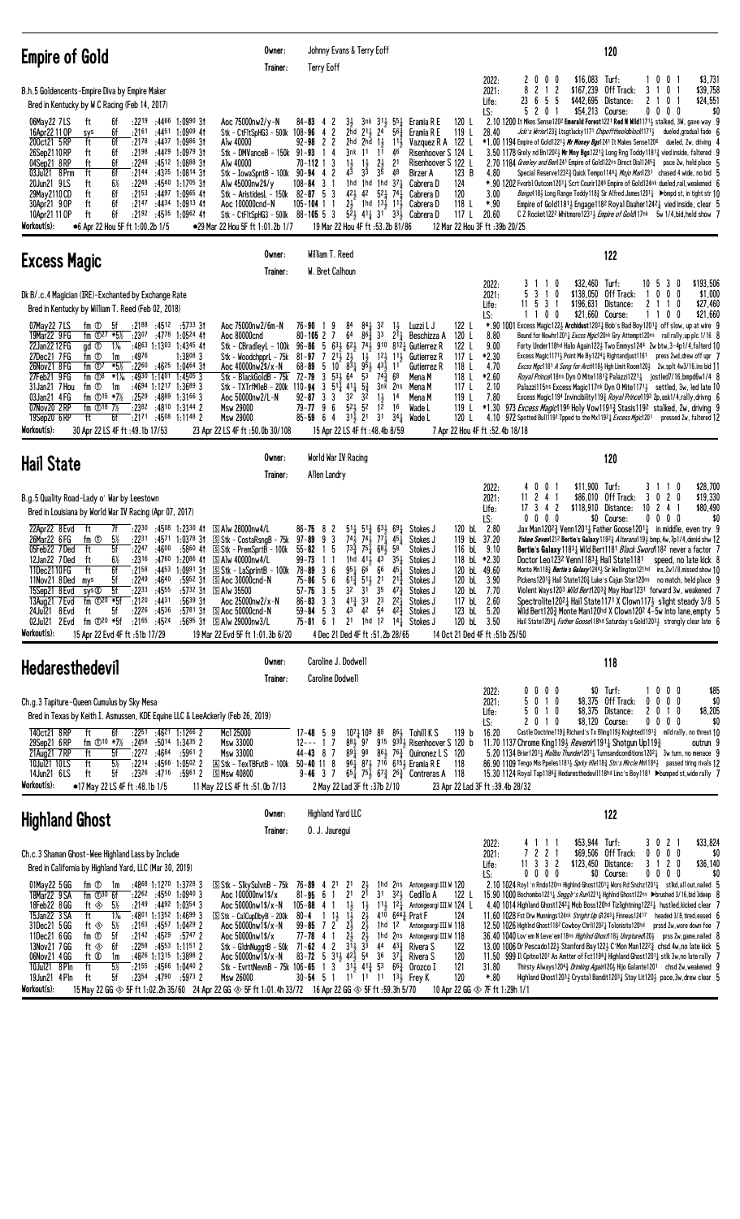## Empire of Gold

Owner: Johnny Evans & Terry Eoff
Trainer: Terry Eoff

**120**

B.h.5 Goldencents-Empire Diva by Empire Maker
Bred in Kentucky by W C Racing (Feb 14, 2017)

| | | | | | | | | |
|---|---|---|---|---|---|---|---|---|
| 2022: | 2 0 0 0 | $16,083 | Turf: | 1 0 0 1 | $3,731 |
| 2021: | 8 2 1 2 | $167,239 | Off Track: | 3 1 0 1 | $39,758 |
| Life: | 23 6 5 5 | $442,695 | Distance: | 2 1 0 1 | $24,551 |
| LS: | 5 2 0 1 | $54,213 | Course: | 0 0 0 0 | $0 |

```
06May22 7 LS   ft   6f   :2219 :4466 1:0990 3↑  Aoc 75000nw2/y-N        84-83 4 2  3½  3nk 31½ 55¼  Eramia R E      120 L   2.10 1200 It Mkes Sense1202 Emerald Forest1221 Red N Wild117½ stalked, 3W, gave way 9
16Apr22 11 OP  sys  6f   :2161 :4451 1:0909 4↑  Stk - CtFltSpHG3 - 500k 108-96 4 2  2hd 21½ 24  56¾  Eramia R E      119 L  28.40  Jck's Wrrior123¾ Ltsgtlucky1171 Chpoffthenldblock1171½ dueled,gradual fade 6
20Oct21 5 RP   ft   6f   :2178 :4437 1:0986 3↑  Alw 40000               92-98 2 2  2hd 2hd 1½  11½  Vazquez R A    122 L  *1.00 1194 Empire of Gold1221½ Mr Money Bgs1241 It Makes Sense1206 dueled, 2w, driving 4
26Sep21 10 RP  ft   6f   :2198 :4429 1:0979 3↑  Stk - DMVanceB - 150k  91-93 1 4  3nk 11  11  46   Risenhoover S 124 L   3.50 1178 Grely nd Bn1202½ Mr Mny Bgs1221¼ Long Rng Toddy1181¾ vied inside, faltered 9
04Sep21 8 RP   ft   6f   :2248 :4512 1:0888 3↑  Alw 40000               70-112 1 3  1½  1½  2½  21   Risenhoover S 122 L   2.70 1184 Greeley and Ben1241 Empire of Gold122ns Direct Dial1245¾ pace 2w, held place 5
03Jul21 8 Prm  ft   6f   :2144 :4335 1:0814 3↑  Stk - IowaSprntB - 100k 90-94 4 2  43  33  35  48   Birzer A       123 B   4.80  Special Reserve123¾ Quick Tempo1144½ Mojo Man1231 chased 4 wide, no bid 5
20Jun21 9 LS   ft   6½   :2248 :4540 1:1795 3↑  Alw 45000nw2$/y         108-84 3 1  1hd 1hd 1hd 37¼  Cabrera D      124     *.90 1202 Fvorbl Outcom1201½ Scrt Courir1248 Empire of Gold124nk dueled,rail,weakened 6
29May21 10 CD  ft   6f   :2153 :4497 1:0965 4↑  Stk - AristidesL - 150k 82-87 5 3  42½ 42  52¾ 74¾  Cabrera D      120     3.00  Bangol18½ Long Range Toddy118¾ Sir Alfred James1201¼ ▶bmpd st, in tight str 10
30Apr21 9 OP   ft   6f   :2147 :4434 1:0913 4↑  Aoc 100000cnd-N         105-104 1 1  2½  1hd 13½ 11¾  Cabrera D      118 L  *.90   Empire of Gold1181¾ Engage1182 Royal Daaher1242½ vied inside, clear 5
10Apr21 11 OP  ft   6f   :2192 :4535 1:0962 4↑  Stk - CtFltSpHG3 - 500k 88-105 5 3  52½ 41½ 31  33½  Cabrera D      117 L  20.60  C Z Rocket1222 Whitmore1231½ Empire of Gold117nk 5w 1/4,bid,held show 7
```

Workout(s): ●6 Apr 22 Hou 5F ft 1:00.2b 1/5   ●29 Mar 22 Hou 5F ft 1:01.2b 1/7   19 Mar 22 Hou 4F ft :53.2b 81/86   12 Mar 22 Hou 3F ft :39b 20/25

## Excess Magic

Owner: William T. Reed
Trainer: W. Bret Calhoun

**122**

Dk B/.c.4 Magician (IRE)-Enchanted by Exchange Rate
Bred in Kentucky by William T. Reed (Feb 02, 2018)

| | | | | | | |
|---|---|---|---|---|---|---|
| 2022: | 3 1 1 0 | $32,460 | Turf: | 10 5 3 0 | $193,506 |
| 2021: | 5 3 1 0 | $138,050 | Off Track: | 1 0 0 0 | $1,000 |
| Life: | 11 5 3 1 | $196,631 | Distance: | 2 1 1 0 | $27,460 |
| LS: | 1 1 0 0 | $21,660 | Course: | 1 1 0 0 | $21,660 |

```
07May22 7 LS   fm ①  5f   :2188 :4512 :5733 3↑   Aoc 75000nw2/6m-N      76-90 1 9   84  84¼ 32  1½   Luzzi L J      122 L   *.90 1001 Excess Magic122½ Archidust1203¼ Bob's Bad Boy1201¾ off slow, up at wire 9
19Mar22 9 FG   fm ①27 *5½ :2307 :4778 1:0524 4↑  Aoc 80000cnd           80-105 2 7  64  86¾ 33  2¹¼  Beschizza A    120 L   8.80  Bound for Nowhr1201¼ Excss Mgic120nk Gry Attempt120ns rail rally,up plc 1/16 8
22Jan22 12 FG  gd ①  1⅙   :4863 1:1303 1:4345 4↑  Stk - CBradleyL - 100k 96-86 5 63½ 62½ 74½ 910 812¾ Gutierrez R  122 L   9.00  Forty Under118hd Halo Again122¾ Two Emmys1244 2w btw,3-4p1/4,falterd 10
27Dec21 7 FG   fm ①  1m   :4976       1:3808 3    Stk - WoodchpprL - 75k 81-97 7 21½ 2½  1½  12½ 11½  Gutierrez R    117 L  *2.30 Excess Magic117½ Point Me By1224¾ Rightandjust1161 press 2wd,drew off upr 7
26Nov21 8 FG   fm ①  *5½ :2260 :4625 1:0464 3↑  Aoc 40000nw2$/x-N      68-89 5 10  83¾ 95½ 43½ 11   Gutierrez R    118 L   4.70  Excss Mgc1181 A Song for Archt118½ High Limit Rosen120½ 2w,splt 4w3/16,ins bid 11
27Feb21 9 FG   fm ①8  *1⅙ :4930 1:1401 1:4535 3    Stk - BlackGoldB - 75k 72-79 3 53½ 64  53  74¾  68   Mena M         118 L  *2.60  Royal Prince118ns Dyn O Mite1181½ Palazzi1221¼ jostled7/16,bmpd6w1/4 8
31Jan21 7 Hou  fm ①  1m   :4694 1:1217 1:3689 3    Stk - TXTrfMleB - 200k 110-94 4 51½ 41½ 5¾  3nk 2ns  Mena M         117 L   2.10  Palazzi115ns Excess Magic117nk Dyn O Mite1171½ settled, 3w, led late 10
03Jan21 4 FG   fm ①15 *7½ :2529 :4889 1:3166 3    Aoc 50000nw2/L-N       92-87 3 3   32  32  1½  14   Mena M         119 L   7.80  Excess Magic1194 Invincibility119¾ Royal Prince119² 2p,ask1/4,rally,driving 6
07Nov20 2 RP   fm ①18 7½ :2382 :4810 1:3144 2    Msw 29000              79-77 9 6   52½ 52  12  16   Wade L         119 L  *1.30  973 Excess Magic1196 Holy Vow1191¾ Stasis1192 stalked, 2w, driving 9
19Sep20 6 RP   ft   6f   :2171 :4508 1:1148 2    Msw 29000              85-59 6 4   31½ 21  31  34¼  Wade L         120 L   4.10  972 Spotted Bull1192 Tpped to the Mx1192¼ Excess Mgic1201 pressed 2w, faltered 12
```

Workout(s): 30 Apr 22 LS 4F ft :49.1b 17/53   23 Apr 22 LS 4F ft :50.0b 30/108   15 Apr 22 LS 4F ft :48.4b 8/59   7 Apr 22 Hou 4F ft :52.4b 18/18

## Hail State

Owner: World War IV Racing
Trainer: Allen Landry

**120**

B.g.5 Quality Road-Lady o' War by Leestown
Bred in Louisiana by World War IV Racing (Apr 07, 2017)

| | | | | | | |
|---|---|---|---|---|---|---|
| 2022: | 4 0 0 1 | $11,900 | Turf: | 3 1 1 0 | $28,700 |
| 2021: | 11 2 4 1 | $86,010 | Off Track: | 3 0 2 0 | $19,330 |
| Life: | 17 3 4 2 | $118,910 | Distance: | 10 2 4 1 | $80,490 |
| LS: | 0 0 0 0 | $0 | Course: | 0 0 0 0 | $0 |

```
22Apr22 8 Evd  ft   7f   :2230 :4508 1:2330 4↑  [S] Alw 28000nw4/L      86-75 8 2   51½ 51¾ 63½ 69¼  Stokes J       120 bL  2.80  Jax Man1202¾ Venn1201¼ Father Goose1201¼ in middle, even try 9
26Mar22 6 FG   fm ①  5½   :2231 :4571 1:0378 3↑  [S] Stk - CostaRsngB - 75k 97-89 9 3 74½ 74½ 77¼ 45¼ Stokes J     119 bL 37.20  Ynkee Seven1212 Bertie's Galaxy119²¼ Alterana119½ bmp,4w,7p1/4,devid shw 12
05Feb22 7 Evd  ft   5f   :2247 :4600 :5860 4↑  [S] Stk - PremSprtB - 100k 55-82 1 5 73¾ 75¾ 68¾ 58 Stokes J      116 bL  9.10  Bertie's Galaxy118³¼ Wild Bert1181 Black Sword1182 never a factor 7
12Jan22 7 Ded  ft   6½   :2316 :4760 1:2086 4↑  [S] Alw 40000nw4/L      99-73 1 1   1hd 41½ 43  35¼  Stokes J       118 bL *2.30  Doctor Leo1232 Venn118³¼ Hail State1181 speed, no late kick 8
11Dec21 10 FG  ft   6f   :2158 :4453 1:0991 3↑  [S] Stk - LaSprintB - 100k 78-89 3 6 95¾ 66 66 45¼ Stokes J     120 bL 49.60  Monte Mn118¾ Bertie's Galaxy124¾ Sir Wellington121hd ins,2w1/8,missed show 10
11Nov21 8 Ded  mys  5f   :2249 :4640 :5952 3↑  [S] Aoc 30000cnd-N     75-86 5 6   61¾ 51½ 21  21¾  Stokes J       120 bL  3.90  Pickens120¹¾ Hail State120¾ Luke's Cajun Star120ns no match, held place 9
15Sep21 8 Evd  sys◎  5f   :2233 :4555 :5732 3↑  [S] Alw 35500            57-75 3 5   32  31  35  47¾  Stokes J       120 bL  7.70  Violent Ways1203 Wild Bert1203¾ May Hour1231 forward 3w, weakened 7
13Aug21 7 Evd  fm ①20 *5f :2120 :4431 :5639 3↑  Aoc 25000nw2/x-N        86-83 3 3   41¾ 33  23  22¾  Stokes J       117 bL  2.60  Spectrolite120²¼ Hail State1171 X Clown117½ slight steady 3/8 5
24Jul21 8 Evd  ft   5f   :2226 :4536 :5781 3↑  [S] Aoc 50000cnd-N     59-84 5 3   43  42  54  42¾  Stokes J       123 bL  5.20  Wild Bert120¾ Monte Man120hd X Clown120² 4-5w into lane,empty 5
02Jul21 2 Evd  fm ①20 *5f :2165 :4524 :5695 3↑  [S] Alw 29000nw3/L     75-81 6 1   21  1hd 12  14¼  Stokes J       120 bL  3.50  Hail State1204¼ Father Goose118hd Saturday's Gold1203½ strongly clear late 6
```

Workout(s): 15 Apr 22 Evd 4F ft :51b 17/29   19 Mar 22 Evd 5F ft 1:01.3b 6/20   4 Dec 21 Ded 4F ft :51.2b 28/65   14 Oct 21 Ded 4F ft :51b 25/50

## Hedaresthedevil

Owner: Caroline J. Dodwell
Trainer: Caroline Dodwell

**118**

Ch.g.3 Tapiture-Queen Cumulus by Sky Mesa
Bred in Texas by Keith I. Asmussen, KDE Equine LLC & LeeAckerly (Feb 26, 2019)

| | | | | | | |
|---|---|---|---|---|---|---|
| 2022: | 0 0 0 0 | $0 | Turf: | 1 0 0 0 | $85 |
| 2021: | 5 0 1 0 | $8,375 | Off Track: | 0 0 0 0 | $0 |
| Life: | 5 0 1 0 | $8,375 | Distance: | 2 0 1 0 | $8,205 |
| LS: | 2 0 1 0 | $8,120 | Course: | 0 0 0 0 | $0 |

```
14Oct21 8 RP   ft   6f   :2251 :4627 1:1266 2    Mcl 25000              17-48 5 9   107¾ 109 88  86½  Tohill K S     119 b  16.20  Castle Doctrine119¾ Richard's Tx Blng119½ Knighted119¹½ mild rally, no threat 10
29Sep21 6 RP   fm ①10 *7½ :2458 :5014 1:3435 2    Msw 33000              12--- 1 7   88½ 97  915 930¾ Risenhoover S 120 b  11.70 1137 Chrome King119½ Revenir1191¼ Shotgun Up119¾ outrun 9
21Aug21 7 RP   ft   5f   :2272 :4684 :5961 2    Msw 33000              44-43 8 7   89¼ 98  86½ 76¾  Quinonez L S  120     5.20 1134 Briar1201¼ Malibu Thunder120¹¼ Turnsandconditions120²¼ 3w turn, no menace 9
10Jul21 10 LS  ft   5½   :2214 :4566 1:0502 2    [A] Stk - TexTBFutB - 100k 50-40 11 8 96½ 87½ 716 615¼ Eramia R E  118    86.90 1109 Tengo Mis Ppeles1181½ Sprky Wel18¾ Str's Mrcle Mn118⁴¼ passed tiring rivals 12
14Jun21 6 LS   ft   5f   :2326 :4716 :5961 2    [S] Msw 40800           9-46 3 7    65¼ 75½ 67¾ 26¾  Contreras A   118    15.30 1124 Royal Tap1186¾ Hedaresthedevil118hd Linc's Boy1181 ▶bumped st,wide rally 7
```

Workout(s): ●17 May 22 LS 4F ft :48.1b 1/5   11 May 22 LS 4F ft :51.0b 7/13   2 May 22 Lad 3F ft :37b 2/10   23 Apr 22 Lad 3F ft :39.4b 28/42

## Highland Ghost

Owner: Highland Yard LLC
Trainer: O. J. Jauregui

**122**

Ch.c.3 Shaman Ghost-Wee Highland Lass by Include
Bred in California by Highland Yard, LLC (Mar 30, 2019)

| | | | | | | |
|---|---|---|---|---|---|---|
| 2022: | 4 1 1 1 | $53,944 | Turf: | 3 0 2 1 | $33,824 |
| 2021: | 7 2 2 1 | $69,506 | Off Track: | 0 0 0 0 | $0 |
| Life: | 11 3 3 2 | $123,450 | Distance: | 3 1 2 0 | $36,140 |
| LS: | 0 0 0 0 | $0 | Course: | 0 0 0 0 | $0 |

```
01May22 5 GG   fm ①  1m   :4868 1:1270 1:3728 3    [S] Stk - SlkySulvnB - 75k 76-89 4 21 21  2½  1hd 2ns Antongeorgi III W 120   2.10 1024 Royl 'n Rndo120ns Highlnd Ghost120¹¼ Mors Rd Snchz120¹¼ stlkd,all out,nailed 5
18Mar22 9 SA   fm ①30 6f  :2262 :4550 1:0940 3    Aoc 100000nw1$/x        81-95 6 1   21  21  31  32½  Cedillo A      122 L  15.90 1000 Bochombo1221½ Snggl'r's Run122¹¼ Hghlnd Ghost122ns ▶brushed 3/16,bid 3deep 8
18Feb22 8 GG   ft ◈  5½   :2149 :4492 1:0354 3    Aoc 50000nw1$/x-N      105-88 4 1   1½  1½  11½ 12¼  Antongeorgi III W 124 L 4.40 1014 Highland Ghost124²¼ Mob Boss120hd Tizlightning122¾ hustled,kicked clear 7
15Jan22 3 SA   ft   1⅙   :4801 1:1352 1:4699 3    [S] Stk - CalCupDbyB - 200k 80-14 1 1½ 1½ 2½ 410 644¾ Prat F    124    11.60 1028 Fst Drw Munnings124nk Straight Up G124¾ Finneus124¹⁷ headed 3/8,tired,eased 6
31Dec21 5 GG   ft ◈  5½   :2163 :4557 1:0429 2    Aoc 50000nw1$/x-N      99-85 7 2   2½  2½  1hd 12   Antongeorgi III W 118   12.50 1026 HghlndGhost1182 Cowboy Chrli120²¼ Tolonisito120hd pressd 2w,wore down foe 7
11Dec21 6 GG   fm ①  5f   :2142 :4529 :5747 2    Aoc 50000nw1$/x        77-78 4 1   2½  2½  1hd 2ns  Antongeorgi III W 118   36.40 1040 Lov'em N Leve'em118ns Highlnd Ghost118¾ Unrptured120½ prss 2w,game,nailed 8
13Nov21 7 GG   ft ◈  6f   :2258 :4553 1:1151 2    Stk - GldnNuggtB - 50k 71-62 4 2   31½ 33  44  43¾  Rivera S      122    13.00 1006 Dr Pescado122¾ Stanford Bay122½ C'Mon Man122²¼ chsd 4w,no late kick 5
06Nov21 4 GG   ft ◈  1m   :4826 1:1315 1:3898 2    Aoc 50000nw1$/x-N      83-72 5 31½ 42½ 54  36  37¼  Rivera S      120    11.50 999 Il Cpitno1201 As Amtter of Fct119³¾ Highlnd Ghost120¹½ stlk 3w,no late rally 7
10Jul21 8 Pln  ft   5½   :2155 :4566 1:0440 2    Stk - EvrttNevnB - 75k 106-65 1 3 31½ 41¾ 53 66¾ Orozco I   121    31.80  Thirsty Always1204¾ Drinking Again120½ Hijo Galante1201 chsd 2w,weakened 9
19Jun21 4 Pln  ft   5f   :2354 :4790 :5973 2    Msw 26000              30-54 5 1   11  11  11  13½  Frey K         120    *.80   Highland Ghost120³½ Crystal Bandit120³¼ Stay Lit120½ pace,3w,drew clear 5
```

Workout(s): 15 May 22 Otm ◈ 5F ft 1:02.2h 35/60   24 Apr 22 GG ◈ 5F ft 1:01.4h 33/72   16 Apr 22 GG ◈ 5F ft :59.3h 5/70   10 Apr 22 GG ◈ 7F ft 1:29h 1/1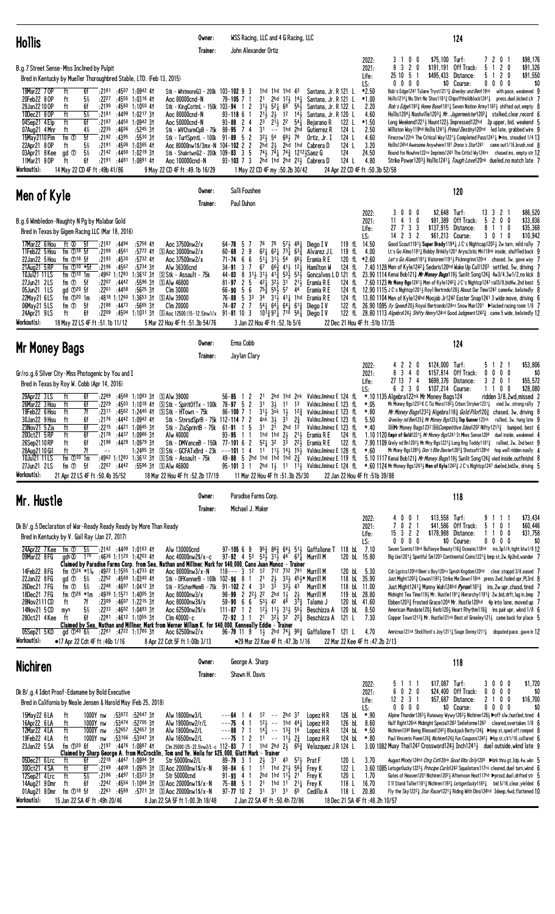## Hollis

Owner: WSS Racing, LLC and 4 G Racing, LLC
Trainer: John Alexander Ortiz

**124**

B.g.7 Street Sense-Miss Inclined by Pulpit
Bred in Kentucky by Mueller Thoroughbred Stable, LTD. (Feb 13, 2015)

| | | | | | | | |
|---|---|---|---|---|---|---|---|
| 2022: | 3 1 0 0 | $75,100 | Turf: | 7 2 0 1 | $98,176 |
| 2021: | 8 3 2 0 | $191,191 | Off Track: | 5 1 2 0 | $91,326 |
| Life: | 25 10 5 1 | $495,433 | Distance: | 5 1 2 0 | $91,550 |
| LS: | 0 0 0 0 | $0 | Course: | 0 0 0 0 | $0 |

```
19Mar22 7OP   ft    6f   :2181 :4507 1:0942 4↑  Stk - WhitmoreG3 - 200k 103-102 9 3   1hd 1hd 1hd 43   Santana, Jr. R 121 L  *2.50  Bob's Edge1241 Tulane Tryst1211¾ Greeley and Ben119nk  with pace, weakened 9
20Feb22 8OP   ft    5½   :2227 :4555 1:0316 4↑  Aoc 80000cnd-N            79-105 7 1   21  2hd 12½ 14¼  Santana, Jr. R 121 L  *1.00  Hollis1214¼ No Shrt No Shos1181¾ Chipoffthloldblock1241¾  press,duel,kicked clr 7
29Jan22 10OP  ft    6f   :2190 :4560 1:1050 4↑  Stk - KingCottnL - 150k 103-94 1 2 31½ 52½ 68  56¾  Santana, Jr. R 122 L  2.20  Bob's Edge1192¾ Home Base1181¼ Seven Nation Army1162½ shifted out,empty 8
10Dec21 8OP   ft    5½   :2181 :4499 1:0217 3↑  Aoc 80000cnd-N            93-118 6 1   21½ 2½  12  14½  Santana, Jr. R 120 L  4.60  Hollis1204½ Nashville1203¼ Mr. Jagermeister1202¾ stalked,clear,record 6
04Sep21 4Elp  ft    6f   :2187 :4450 1:0942 3↑  Aoc 50000cnd-N            93-88 2 4    23  21½ 22  54¼  Bejarano R    122 L  *1.50  Long Weekend1221¼ Haunt122½ Impressed122hd  2p upper, bid, weakend 5
07Aug21 4Mnr  ft    4½   :2235 :4606 :5245 3↑  Stk - WVCharmCpB - 75k    88-95 7 4    31  --  1hd 2hd  Gutierrez R   124 L  2.50  Williston Way119hd Hollis1241¾ Primal Destiny120hd  led late, grabbed wire 9
15May21 10Pim fm ⓣ 5f   :2192 :4395 :5530 3↑  Stk - TurfSprntL - 100k   91-89 5 2    32½ 54  68¾ 78   Ortiz, Jr. I  124 L  4.60  Firecrow122nk The Critical Way122¾ Completed Pass1241¼ ▶ins, steadied 1/4 13
22Apr21 8OP   ft    5f   :2191 :4508 1:0365 4↑  Aoc 80000nw1$/3mx-N        104-102 2 2  2hd 2½  2hd 1hd  Cabrera D     124 L  3.20  Hollis124hd Awesome Anywhere1181 Drena's Star1241  came out1/16,brush,nod 8
03Apr21 8Kee  gd ⓞ 5½   :2142 :4460 1:0219 3↑  Stk - ShakertwnG2 - 200k   109-83 3 5  74½ 76¾ 76¾ 1212¾ Saez G       124    24.50  Bound for Nowhre122no Imprimis1241 The Criticl Wy124ns  chased ins, empty str 12
11Mar21 8OP   ft    6f   :2191 :4481 1:0891 4↑  Aoc 100000cnd-N           93-103 7 3   2hd 1hd 2hd 23½  Cabrera D     124 L  4.80  Strike Power1203½ Hollis1241¼ Tough Love120nk  dueled,no match late 7
Workout(s):   14 May 22 CD 4F ft :49b 41/86      9 May 22 CD 4F ft :49.1b 16/29      1 May 22 CD 4F my :50.2b 30/42      24 Apr 22 CD 4F ft :50.3b 52/58
```

## Men of Kyle

Owner: Salli Foushee
Trainer: Paul Duhon

**120**

B.g.6 Wimbledon-Naughty N Pg by Malabar Gold
Bred in Texas by Gigem Racing LLC (Mar 18, 2016)

| | | | | | | | |
|---|---|---|---|---|---|---|---|
| 2022: | 3 0 0 0 | $2,648 | Turf: | 13 3 2 1 | $86,520 |
| 2021: | 11 4 1 0 | $91,389 | Off Track: | 5 2 0 0 | $33,836 |
| Life: | 27 7 3 3 | $137,915 | Distance: | 8 1 1 0 | $35,368 |
| LS: | 14 2 3 2 | $61,213 | Course: | 3 0 1 0 | $10,942 |

```
17Mar22 6Hou  ft ⓣ 5f    :2187 :4466 :5756 4↑  Aoc 37500nw2/x           64-78 5 7    76  78  57½ 48¼  Diego I V     119 fL 14.50  Good Scout1191½ Super Brady1194¾ J C's Nightcap1202½ 2w turn, mild rally 7
11Feb22 5Hou  fm ⓣ18 5f  :2189 :4561 :5772 4↑  ⓢ Aoc 30000nw2/x         60-68 2 9    62½ 62¼ 73¼ 63¾  Alvarez J L   119 fL  4.00  Lt's Go Almo1191½ Bobby Brinkly1201 Arysclstic Mn119nk inside, shuffled back 9
22Jan22 5Hou  fm ⓣ18 5f  :2193 :4530 :5732 4↑  Aoc 37500nw2/x           71-74 6 6    51¼ 31½ 54  66½  Eramia R E    120 fL *2.60  Let's Go Alamo1191¼ Viatorem1191¾ Pickngrinn120nk  chased, 3w, gave way 7
21Aug21 5RP   fm ⓣ10 *5f :2196 :4567 :5734 3↑  Alw 36300cnd            34-91 3 7    67  66¾ 41½ 12¼  Hamilton W    124 fL  7.40 1128 Men of Kyle1242¼ Sedaris120hd Wake Up Call1203  settled, 5w, driving 7
10Jul21 11LS  fm ⓣ10 1m  :4962 1:1283 1:3612 3↑ ⓢ Stk - Assault - 75k    44-83 8 31½ 31½ 41¾ 53½ 53½  Goncalves L D 121 fL 23.90 1114 Kenai Bob121¾ Mr Money Bags119½ Sunlit Song124¾ 4w3/4,3w1/2,no kick 8
27Jun21 2LS   fm ⓣ 5f    :2207 :4442 :5598 3↑ ⓢ Alw 46800              81-97 2 5    42½ 32½ 31  21½  Eramia R E    124 fL  7.60 1123 Mr Money Bags1241½ Men of Kyle1242¾ J C's Nightcp1241 rail3/8,bid4w,2nd best 5
05Jun21 1LS   gd ⓣ20 5f  :2201 :4458 :5625 3↑  Clm 30000               66-90 5 6    75¾ 55½ 57  44   Eramia R E    124 fL 12.90 1115 J C's Nightcp1201½ Royl Bertrndo120½ About Our Time1242 came4w, belatedly 8
22May21 6LS   fm ⓣ20 1m  :4818 1:1260 1:3653 3↑ ⓢ Alw 39000              76-88 5 33  34  31½ 41¾ 1hd  Eramia R E    124 fL 13.80 1104 Men of Kyle124hd Moojab Jr1242 Easter Snap1241 3 wide move, driving 6
08May21 5LS   fm ⓣ 5f    :2188 :4473 :5665 3↑  Clm 20000               74-87 2 7    54¾ 64¾ 64¾ 61¾  Diego I V     122 fL 26.90 1095 Ky Speed120½ Royal Bertrando124ns Snow Man1201 ▶lacked racing room 1/8 7
24Apr21 9LS   ft    6f   :2209 :4504 1:1031 3↑ ⓢ Aoc 12500 (15-12.5)nw1/x 91-81 10 3 101⅓ 97½ 710 56¼  Diego I V     122 fL 28.80 1113 Algebra124¾ Shifty Henry124nk Good Judgment1242¾  came 5 wide, belatedly 12
Workout(s):   18 May 22 LS 4F ft :51.1b 11/12      5 Mar 22 Hou 4F ft :51.3b 54/76      3 Jan 22 Hou 4F ft :52.1b 5/6      22 Dec 21 Hou 4F ft :51b 17/35
```

## Mr Money Bags

Owner: Erma Cobb
Trainer: Jaylan Clary

**124**

Gr/ro.g.6 Silver City-Miss Photogenic by You and I
Bred in Texas by Roy W. Cobb (Apr 14, 2016)

| | | | | | | | |
|---|---|---|---|---|---|---|---|
| 2022: | 4 2 2 0 | $124,000 | Turf: | 5 1 2 1 | $53,806 |
| 2021: | 8 3 4 0 | $157,814 | Off Track: | 0 0 0 0 | $0 |
| Life: | 27 13 7 4 | $698,376 | Distance: | 3 2 0 1 | $55,572 |
| LS: | 6 2 3 0 | $107,214 | Course: | 1 1 0 0 | $28,080 |

```
29Apr22 3LS   ft    6f   :2289 :4568 1:1083 3↑ ⓢ Alw 39000              56-85 1 2    21  2hd 1hd 2nk  ValdezJiminez E 124 fL *.10 1135 Algebra122nk Mr Money Bags124  ridden 3/8,2wd,missed 2
26Mar22 3Hou  ft    6f   :2229 :4503 1:1018 4↑ ⓢ Stk - SpiritOfTx - 100k 78-97 5 2  31  3½  11  13   ValdezJiminez E 123 fL  *.05  Mr Money Bags1233 K C Tiz Moro1182½ Crbon Stryker1231¼  vied 3w, strong rally 7
19Feb22 6Hou  ft    7f   :2311 :4562 1:2440 4↑ ⓢ Stk - HTown - 75k       86-100 7 1  31½ 3nk 1½  12¾  ValdezJiminez E 123 fL  *.80  Mr Money Bags1232¾ Algebra118½ Gold Pilot120¾  chased, 3w, driving 8
30Jan22 9Hou  ft    6f   :2176 :4442 1:0942 4↑  Stk - StnrsdSprB - 75k 112-114 7 2   4nk 3½  31  2¾   ValdezJiminez E 123 fL  5.50  Greeley nd Ben123¾ Mr Money Bgs123¾ Top Gunner123nk  rallied, 3w, hung late 9
23Nov21 5Zia  ft    6f   :2215 :4421 1:0845 3↑  Stk - ZiaSprintB - 75k  61-91 1 5    31  21  2hd 12   ValdezJiminez E 123 fL  *.40  ⓒⓒMr Money Bags1232 ⓒⓒCompetitive Ideal202 Nifty1213¾  bumped, best 6
20Oct21 5RP   ft    6f   :2178 :4437 1:0986 3↑  Alw 40000               93-95 1 1    1hd 1hd 2½  21½  Eramia R E    124 fL  1.10 1120 Empr of Gold1221½ Mr Money Bgs1241 Tz Mkes Sense120⁶  duel inside, weakened 4
26Sep21 10RP  ft    6f   :2198 :4429 1:0979 3↑  Stk - DMVanceB - 150k   77-101 6 2  52½ 32  33  22¾  Eramia R E    122 fL  7.90 1109 Grely nd Bn1202¾ Mr Mny Bgs1221½ Long Rng Toddy1181¾  rallied, 2w, 2nd best 9
28Aug21 10Gil ft    7f   --    --  1:2485 3↑ ⓢ Stk - GCFATxBrd - 23k  ---101 1 4   11  11¼ 14½ 15¼  ValdezJiminez E 128 fL  *.60  Mr Mony Bgs1285¼ Don't Bin Dexter1283¾ Shotsoft128hd  hop well ridden easily 4
10Jul21 11LS  fm ⓣ10 1m  :4962 1:1283 1:3612 3↑ ⓢ Stk - Assault - 75k    49-88 5 2hd 1hd 1hd 2¾   ValdezJiminez E 119 fL  5.10 1117 Kenai Bob121¾ Mr Money Bags119½ Sunlit Song124¾ vied inside,outfinishd 8
27Jun21 2LS   fm ⓣ 5f    :2207 :4442 :5598 3↑ ⓢ Alw 46800              95-101 3 1   2hd 1½  11  11½  ValdezJiminez E 124 fL *.60 1124 Mr Money Bgs1241½ Men of Kyle1242¾ J C's Nightcp1247 dueled,bid3w, driving 5
Workout(s):   21 Apr 22 LS 4F ft :50.4b 25/55      18 Mar 22 Hou 4F ft :52.2b 17/79      11 Mar 22 Hou 4F ft :51.3b 25/30      22 Jan 22 Hou 4F ft :51b 39/88
```

## Mr. Hustle

Owner: Paradise Farms Corp.
Trainer: Michael J. Maker

**118**

Dk B/.g.5 Declaration of War-Ready Ready Ready by More Than Ready
Bred in Kentucky by V. Gail Ray (Jan 27, 2017)

| | | | | | | | |
|---|---|---|---|---|---|---|---|
| 2022: | 4 0 0 1 | $13,558 | Turf: | 9 1 1 1 | $73,434 |
| 2021: | 7 0 2 1 | $41,586 | Off Track: | 5 1 0 1 | $60,446 |
| Life: | 15 3 2 2 | $178,988 | Distance: | 1 1 0 0 | $31,758 |
| LS: | 0 0 0 0 | $0 | Course: | 0 0 0 0 | $0 |

```
24Apr22 7Kee  fm ⓣ 5½   :2142 :4409 1:0163 4↑  Alw 130000cnd            97-105 6 9   95¾ 86¾ 64½ 51¼  Gaffalione T  118 bL  7.10  Seven Scents118nk Bustle Beauty116½ Oceanic118hd  ins,5p1/4,tight btw1/8 12
09Mar22 8FG   gd ⓢ 170  :4636 1:1120 1:4203 4↑  Aoc 40000nw2$/x-c        97-92 4 53  53½ 31½ 44  67¼  Murrill M     120 bL 15.80  Big Lke1201¼ Speitful Sn1203 Continental Coins1221¾ bmp st,2w,4p2nd,wander 7
     Claimed by Paradise Farms Corp. from Sea, Nathan and Millner, Mark for $40,000, Cano Juan Munoz - Trainer
14Feb22 8FG   fm ⓣ24 *1⅛ :4922 1:1555 1:4733 4↑  Aoc 80000nw3/x-N        118--- 3 12  12  712 732 791  Murrill M     120 bL  5.30  Csh Lgstcs120hd Bmm's Boy120ns Spnsh Kngdom120hd  clear,stoppd 3/8,eased 7
22Jan22 8FG   gd ⓣ 5½   :2252 :4569 1:0349 4↑  Stk - DFKennerB - 100k   102-96 8 1  21  2½  33¼ 45¾▶Murrill M   118 bL 35.90  Just Might1202¾ Cowan1182½ Strike Me Down118nk press 2wd,faded upr,PL3rd 8
26Dec21 7FG   fm ⓣ 5½   :2248 :4607 1:0412 3↑  Stk - RScherMemB - 75k   91-102 2 4  33  33  33¼ 43   Murrill M     118 bL 11.00  Just Might1241¼ Manny Wah124hd Pyron1181¾  ins, 2w upr,chasd,tired 7
18Dec21 7FG   fm ⓣ26 *1m :4939 1:1571 1:4005 3↑  Aoc 80000nw3/x           98-99 2 22½ 22  2hd 1½  2½   Murrill M     119 bL 28.80  Midnight Tea Time119½ Mr. Hustle1191¼ Hierarchy1191¾ 2w,bid,drft,lug in,bmp 7
28Nov21 11CD  ft    7f   :2309 :4607 1:2215 3↑  Aoc 80000nw3$/x          59-90 6 6   53½ 42  44  37¾  Talamo J      120 bL 41.60  Ebben1203¾ Frosted Grace1204 Mr. Hustle120hd  4p into lane, moved up 7
14Nov21 5CD   mys   5½   :2233 :4602 1:0493 3↑  Aoc 62500nw2$/x         111-87 1 2   12½ 11½ 31½ 55½  Beschizza A   120 bL  8.50  American Mandate120½ Verb120¾ Heart Rhythm118¾  ins pair upr, wknd 1/8 6
28Oct21 4Kee  ft    6f   :2281 :4612 1:1055 3↑  Clm 40000-c              72-92 3 1   21  32½ 32  22¾  Beschizza A   121 L   7.30  Copper Town1212¾ Mr. Hustle121nk Best of Greeley121½  came back for place 5
     Claimed by Sea, Nathan and Millner, Mark from Werner William K. for $40,000, Kenneally Eddie - Trainer
05Sep21 5KD   gd ⓣ40 6½ :2281 :4722 1:1780 3↑  Aoc 62500nw2$/x         96-79 11 9   1½  2hd 74¼ 98¾  Gaffalione T  121 L   4.70  Amricnus121nk Shcklford's Joy1211¼ Soupr Dormy1211½  disputed pace, gave in 12
Workout(s):   ●17 Apr 22 CD 4F ft :46b 1/16      8 Apr 22 CD 5F ft 1:00b 3/13      ●29 Mar 22 Kee 4F ft :47.3b 1/16      22 Mar 22 Kee 4F ft :47.2b 2/13
```

## Nichiren

Owner: George A. Sharp
Trainer: Shawn H. Davis

**118**

Dk B/.g.4 Idiot Proof-Edamame by Bold Executive
Bred in California by Neale Jensen & Harold Hay (Feb 25, 2018)

| | | | | | | | |
|---|---|---|---|---|---|---|---|
| 2022: | 5 1 1 1 | $17,087 | Turf: | 3 0 0 0 | $1,720 |
| 2021: | 6 0 2 0 | $24,400 | Off Track: | 0 0 0 0 | $0 |
| Life: | 12 2 3 1 | $57,687 | Distance: | 2 1 0 0 | $16,700 |
| LS: | 0 0 0 0 | $0 | Course: | 0 0 0 0 | $0 |

```
15May22 6LA   ft    1000Y nw :53872 :52647 3↑  Alw 18000nw3/L           ---64 1 4    12  --  2hd 37   Lopez H R     126 bL  *.90  Alpine Thunder1263½ Runaway Wywy1263¾ Nichiren126¾ ▶off slw,hustled,tired 4
16Apr22 6LA   ft    1000Y nw :53474 :52705 3↑  Alw 19000nw2/r/L        ---75 4 1    12  --  1hd 44¼  Lopez H R     126 bL  8.60  Half Right126nk Midnight Special1262 Smileforme1262  cleared,outran 1/16 6
12Mar22 4LA   ft    1000Y nw :52657 :52657 3↑  Alw 18000nw2/L          ---88 7 1    14¾ --  13¾ 16   Lopez H R     124 bL  *.50  Nichiren1246 Being Blessed124½ Blackjack Betty124¾ ▶bmp st,sped off,romped 8
19Feb22 4LA   ft    1000Y nw :53166 :53047 3↑  Alw 16500nw2/L          ---75 1 2    11  --  11½ 2¾   Lopez H R     124 bL  *.80  Paul Vincents Power124¾ Nichiren124¾ Fun Coupons1242¼ ▶bp st,clr1/16,collared 6
23Jan22 5SA   fm ⓣ20 6f  :2197 :4476 1:0887 4↑  Clm 25000 (25-22.5)nw2/L-c 112-83 7 1 1hd 1hd 2½  65¾  Velazquez JR 124 L   3.00 1082 Muy Thai1242 Crossword124½ Inch1241¾  duel outside,wknd late 9
     Claimed by Sharp George A. from McCrocklin, Tom and Ye, Weila for $25,000, Glatt Mark - Trainer
05Dec21 6Lrc  ft    6f   :2218 :4447 1:0994 3↑  Str 50000nw2/L          89-79 3 1    2½  31  43  57½  Prat F        120 L   3.70  August Mlody124hd Chrg Cshl20nk Good Vibs Only120⁶ ▶brk thru gt,3dp,4w,wkn 5
30Oct21 4SA   ft    6f   :2169 :4409 1:0925 3↑ ⓢ Aoc 20000nw1$/x-N     98-84 6 1    11  1hd 21½ 56¾  Frey K        122 L   3.60 1085 Letsgetlucky1223¾ Principe Carlo1242 Squalotore117ns cleared,duel turn,wknd 6
12Sep21 4Lrc  ft    5½   :2186 :4497 1:0323 3↑  Str 50000cnd            91-93 4 1    2hd 1hd 11½ 21   Frey K        120 L   1.70  Gates of Heaven1201 Nichiren1201¾ Afternoon Heart117hd ▶prssd,duel,drifted str 5
14Aug21 9Dmr  ft    6f   :2242 :4554 1:1084 3↑ ⓢ Aoc 20000nw1$/x-N     75-88 5 1    21  1hd 11  21¼  Frey K        118 L  16.70  I'll Stand Taller1181¼ Nichiren1182¼ Letsgetlucky1182¾  bid 5/16,clear,yielded 6
01Aug21 8Dmr  fm ⓣ18 5f  :2261 :4589 :5721 3↑ ⓢ Aoc 20000nw1$/x-N     97-77 10 2   31  31  31  65   Cedillo A     118 L  20.80  Fly the Sky1222¾ Star Racer1221¼ Riding With Dino124hd 3deep,4wd,flattened 10
Workout(s):   15 Jan 22 SA 4F ft :49h 20/46      8 Jan 22 SA 5F ft 1:00.3h 18/48      2 Jan 22 SA 4F ft :50.4h 72/86      18 Dec 21 SA 4F ft :48.2h 10/57
```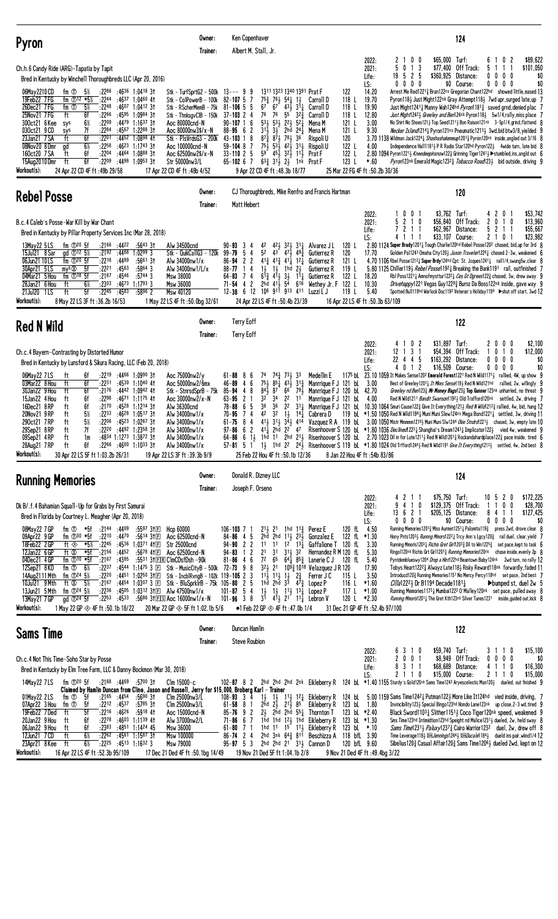## Pyron

Owner: Ken Copenhaver
Trainer: Albert M. Stall, Jr.

124

Ch.h.6 Candy Ride (ARG)-Tapatia by Tapit
Bred in Kentucky by Winchell Thoroughbreds LLC (Apr 20, 2016)

| | | | | |
|---|---|---|---|---|
| 2022: | 2 1 0 0 | $65,000 | Turf: | 6 1 0 2 | $89,622 |
| 2021: | 5 0 1 3 | $77,400 | Off Track: | 5 1 1 1 | $101,050 |
| Life: | 19 5 2 5 | $360,925 | Distance: | 0 0 0 0 | $0 |
| LS: | 0 0 0 0 | $0 | Course: | 0 0 0 0 | $0 |

| Date | Track | Surf | Dist | Fractions | Race | Pace | Running Line | Jockey | Wt | Odds | Comment |
|---|---|---|---|---|---|---|---|---|---|---|---|
| 06May22 10 CD | fm ① | 5½ | :2286 :4636 1:0418 3↑ | Stk - TurfSprtG2 - 500k | 13--- 9 9 | 13¹¹ 13²³ 13⁴⁰ 13⁹¹ | Prat F | 122 | 14.20 | Arrest Me Red122¹½ Bran122ns Gregorian Chant122hd showed little,eased 13 |
| 19Feb22 7 FG | fm ⑩¹² *5½ | | :2244 :4637 1:0460 4↑ | Stk - ColPowerB - 100k | 82-107 5 7 | 75¾ 76½ 54½ 1½ | Carroll D | 118 L | 19.70 | Pyron118½ Just Might122nk Gray Attempt118½ 7wd upr,surged late,up 7 |
| 26Dec21 7 FG | fm ① | 5½ | :2248 :4607 1:0412 3↑ | Stk - RSchertMemB - 75k | 81-106 5 5 | 67 67 43½ 3¹¼ | Carroll D | 118 L | 19.90 | Just Might124¹½ Manny Wah124hd Pyron118½ saved grnd,denied plac 7 |
| 25Nov21 7 FG | ft | 6f | :2266 :4595 1:0984 3↑ | Stk - ThnksgvClB - 150k | 37-103 2 4 | 76 76 55 3²¾ | Carroll D | 118 L | 12.80 | Just Might124²½ Greeley and Ben124nk Pyron118½ 5w1/4,rally,miss place 7 |
| 30Oct21 6 Kee | sys | 6½ | :2209 :4479 1:1637 3↑ | Aoc 80000cnd-N | 90-107 1 6 | 53½ 53½ 22½ 5²¼ | Mena M | 121 L | 3.00 | No Shirt No Shoes121½ Top Seed121½ Bon Raison121nk 3-5p1/4,grind,flattend 8 |
| 03Oct21 9 CD | sys | 7f | :2284 :4567 1:2288 3↑ | Aoc 80000nw3$/x-N | 88-95 6 2 | 31½ 3½ 2hd 2⁴¼ | Mena M | 121 L | 9.30 | Necker Island121⁴¼ Pyron121ns Pneumatic121¾ 3wd,bid btw3/8,yielded 9 |
| 23Jan21 7 SA | ft | 6f | :2201 :4452 1:0898 4↑ | Stk - PlsVrdsG3 - 200k | 43-103 1 8 | 87¾ 87½ 78½ 36 | Rispoli U | 120 | | 3.70 1138 Wildman Jack122¾ Shashashakeemup120¹½ Pyron120nk inside,angled out 3/16 8 |
| 08Nov20 8 Dmr | gd | 6½ | :2258 :4623 1:1743 3↑ | Aoc 100000cnd-N | 59-104 8 7 | 75½ 53½ 42½ 3¹½ | Rispoli U | 122 L | 4.00 | Independence Hall118¹½ P R Radio Star120hd Pyron122½ 4wide turn, late bid 8 |
| 16Oct20 7 SA | ft | 6f | :2204 :4464 1:0888 3↑ | Aoc 62500nw2$/x-N | 33-110 2 5 | 58 45½ 32½ 1¹½ | Prat F | 122 L | | 2.80 1094 Pyron122¹½ Kneedeepinsnow122½ Grinning Tiger124¹½ ▶stumbled,ins,angld out 6 |
| 15Aug20 10 Dmr | ft | 6f | :2209 :4498 1:0953 3↑ | Str 50000nw3/L | 65-102 6 7 | 63¾ 31½ 2½ 1nk | Prat F | 123 L | *.60 | Pyron123nk Emerald Magic123²½ Tobacco Road123¼ bid outside, driving 9 |

Workout(s): 24 Apr 22 CD 4F ft :49b 29/58 17 Apr 22 CD 4F ft :48b 4/52 9 Apr 22 CD 4F ft :48.3b 18/77 25 Mar 22 FG 4F ft :50.2b 30/36

## Rebel Posse

Owner: CJ Thoroughbreds, Mike Renfro and Francis Hartman
Trainer: Matt Hebert

120

B.c.4 Caleb's Posse-War Kill by War Chant
Bred in Kentucky by Pillar Property Services Inc (Mar 28, 2018)

| | | | | |
|---|---|---|---|---|
| 2022: | 1 0 0 1 | $3,762 | Turf: | 4 2 0 1 | $53,742 |
| 2021: | 5 2 1 0 | $56,840 | Off Track: | 2 0 1 0 | $13,960 |
| Life: | 7 2 1 1 | $62,967 | Distance: | 5 2 1 1 | $55,667 |
| LS: | 4 1 1 1 | $33,107 | Course: | 2 1 0 1 | $23,982 |

| Date | Track | Surf | Dist | Fractions | Race | Pace | Running Line | Jockey | Wt | Odds | Comment |
|---|---|---|---|---|---|---|---|---|---|---|---|
| 13May22 5 LS | fm ⑩²⁰ | 5f | :2166 :4422 :5643 3↑ | Alw 34500cnd | 90-93 3 4 | 42 42½ 32½ 3¹¼ | Alvarez J L | 120 L | | 2.80 1124 Super Brady120¹½ Tough Charlie120hd Rebel Posse120² chased, bid,up for 3rd 8 |
| 15Jul21 8 Sar | gd ⑩¹² | 5½ | :2192 :4488 1:0299 3 | Stk - QuikCallG3 - 120k | 99-79 5 4 | 52 43 47½ 49¾ | Gutierrez R | 120 | 17.70 | Golden Pal124³ Omaha City120½ Lexon Traveler126½ chased 3-3w, weakened 6 |
| 06Jun21 10 LS | fm ⑩²⁰ | 5f | :2218 :4489 :5661 3↑ | Alw 34000nw1/x | 86-94 2 2 | 41¾ 41¾ 41½ 1²¼ | Gutierrez R | 121 L | | 4.70 1106 Rbel Posse121²¼ Tiger Brdy124hd Cpt. St. Jcques124¹¼ rall1/4,swung5w,clear 8 |
| 30Apr21 5 LS | my⊗ | 5f | :2221 :4563 :5864 3 | Alw 34000nw1/L/x | 88-77 1 4 | 1½ 1½ 1hd 2½ | Gutierrez R | 119 L | | 5.80 1125 Chiller119½ Rebel Posse119²½ Breaking the Bank119¹ rail, outfinished 7 |
| 04Mar21 5 Hou | fm ⑩¹⁸ | 5f | :2187 :4546 :5744 3 | Msw 38000 | 64-83 7 4 | 1½ 1½ 3½ 1¹¼ | Gutierrez R | 122 L | 18.20 | Rbl Poss122¹¼ Annofmystur122²½ Ces Gt Dress122½ chased, 3w, drew away 9 |
| 28Jan21 6 Hou | ft | 6½ | :2303 :4673 1:1793 3 | Msw 36000 | 71-54 4 2 | 2hd 41½ 54 6¹⁶ | Wethey Jr. F | 122 L | 10.30 | Drivehappy122¹ Vegas Guy122⁹½ Burnz Da Boss122nk inside, gave way 9 |
| 21Jul20 1 LS | ft | 5f | :2245 :4583 :5896 2 | Msw 40120 | 12-38 6 12 | 10⁸ 9¹¹ 9¹³ 4¹¹ | Luzzi L J | 119 L | 5.40 | Spotted Bull119hd Warlock Doc119² Veteran's Holiday119⁹ ▶shut off start, 3wd 12 |

Workout(s): 8 May 22 LS 3F ft :36.2b 16/53 1 May 22 LS 4F ft :50.0bg 32/61 24 Apr 22 LS 4F ft :50.4b 23/39 16 Apr 22 LS 4F ft :50.3b 63/109

## Red N Wild

Owner: Terry Eoff
Trainer: Terry Eoff

122

Ch.c.4 Bayern-Contrasting by Distorted Humor
Bred in Kentucky by Lunsford & Sikura Racing, LLC (Feb 20, 2018)

| | | | | |
|---|---|---|---|---|
| 2022: | 4 1 0 2 | $31,897 | Turf: | 2 0 0 0 | $2,100 |
| 2021: | 12 1 3 1 | $54,394 | Off Track: | 1 0 1 0 | $12,000 |
| Life: | 22 4 4 5 | $163,292 | Distance: | 0 0 0 0 | $0 |
| LS: | 4 0 1 2 | $16,509 | Course: | 0 0 0 0 | $0 |

| Date | Track | Surf | Dist | Fractions | Race | Pace | Running Line | Jockey | Wt | Odds | Comment |
|---|---|---|---|---|---|---|---|---|---|---|---|
| 06May22 7 LS | ft | 6f | :2219 :4466 1:0990 3↑ | Aoc 75000nw2/y | 61-88 8 6 | 74 74¾ 73½ 33 | Medellin E | 117⁵ bL | 23.10 | 1059 It Makes Sense120² Emerald Forest122¹ Red N Wild117¹½ rallied, 4W, up show 9 |
| 03Mar22 8 Hou | ft | 6f | :2231 :4530 1:1040 4↑ | Aoc 50000nw2/6mx | 46-89 4 6 | 75½ 85½ 43½ 3¹¾ | Manrrique F J | 121 bL | 3.00 | Best of Greeley120¹¼ It Mkes Sense119½ Red N Wild121hd rallied, 2w, willingly 9 |
| 30Jan22 9 Hou | ft | 6f | :2176 :4442 1:0942 4↑ | Stk - StnrsdSprB - 75k | 85-94 4 8 | 84¾ 87 66 79½ | Manrrique F J | 120 bL | 42.70 | Greeley nd Ben123¾ Mr Money Bags123¾ Top Gunner123nk unhurried, no threat 9 |
| 15Jan22 4 Hou | ft | 6f | :2298 :4671 1:1175 4↑ | Aoc 30000nw2/x-N | 63-95 2 1 | 32 34 22 11 | Manrrique F J | 121 bL | 4.00 | Red N Wild121¹ Bandit Swanson119²½ Old Trafford120nk settled, 2w, driving 7 |
| 16Dec21 8 RP | ft | 6f | :2170 :4528 1:1214 3↑ | Alw 36300cnd | 78-88 6 5 | 36 36 22 3¹¾ | Manrrique F J | 121 bL | | 10.30 1064 Smuri Cause122¾ Give It Everything121½ Red N Wild121²½ rallied, 4w, bid, hung 12 |
| 20Nov21 9 RP | ft | 5½ | :2233 :4628 1:0517 3↑ | Alw 34000nw1/x | 70-95 7 4 | 42 32 1½ 1⁴¼ | Cabrera D | 119 bL | | *1.50 1050 Red N Wild119⁴¼ Muni Muni Slew124ns Mega Bond121¼ settled, 3w, driving 11 |
| 29Oct21 7 RP | ft | 5½ | :2206 :4523 1:0267 3↑ | Alw 34000nw1/x | 61-75 8 4 | 41½ 31½ 34½ 4¹⁴ | Vazquez R A | 119 bL | | 3.00 1050 Mistr Mmmmm121⁶½ Muni Muni Slw124⁴ Okie Stndrd121½ chased, 3w, empty late 10 |
| 29Sep21 8 RP | ft | 7f | :2220 :4492 1:2358 3↑ | Alw 34000nw1/x | 97-86 6 2 | 41½ 2hd 22 47 | Risenhoover S | 120 bL | | *1.80 1036 Declined122³¼ Shanghai's Dream124³½ Implicator122½ vied 4w, weakened 9 |
| 05Sep21 4 RP | ft | 1m | :4834 1:1273 1:3872 3↑ | Alw 34000nw1/x | 64-86 6 1½ | 1hd 11 2hd 2¹½ | Risenhoover S | 120 bL | | 2.70 1023 Oil in for Lute121¹½ Red N Wild120¹¾ Rockandshardplace122¾ pace inside, tired 6 |
| 28Aug21 7 RP | ft | 6f | :2266 :4600 1:1033 3↑ | Alw 34000nw1/x | 57-81 5 1 | 1½ 1hd 22 2⁴½ | Risenhoover S | 119 bL | | *1.80 1024 Old Trffrd124⁴½ Red N Wild119¹ Give It Everything121²½ settled, 4w, 2nd best 8 |

Workout(s): 30 Apr 22 LS 5F ft 1:03.2b 26/31 19 Apr 22 LS 3F ft :39.3b 9/9 25 Feb 22 Hou 4F ft :50.1b 12/36 8 Jan 22 Hou 4F ft :54b 83/86

## Running Memories

Owner: Donald R. Dizney LLC
Trainer: Joseph F. Orseno

124

Dk B/.f.4 Bahamian Squall-Up for Grabs by First Samurai
Bred in Florida by Courtney L. Meagher (Apr 20, 2018)

| | | | | |
|---|---|---|---|---|
| 2022: | 4 2 1 1 | $75,750 | Turf: | 10 5 2 0 | $172,225 |
| 2021: | 9 4 1 0 | $129,375 | Off Track: | 1 1 0 0 | $28,700 |
| Life: | 13 6 2 1 | $205,125 | Distance: | 8 4 1 1 | $127,425 |
| LS: | 0 0 0 0 | $0 | Course: | 0 0 0 0 | $0 |

| Date | Track | Surf | Dist | Fractions | Race | Pace | Running Line | Jockey | Wt | Odds | Comment |
|---|---|---|---|---|---|---|---|---|---|---|---|
| 08May22 7 GP | fm ① | *5f | :2144 :4409 :5597 3↑Ⓕ | Hcp 60000 | 106-103 7 1 | 2¹½ 21 1hd 1¹¾ | Perez E | 120 fL | 4.50 | Running Memories120¹¾ Miss Aurnet125¹½ Palomita119½ press 2wd, drove clear 8 |
| 09Apr22 9 GP | fm ⑩³⁰ | *5f | :2210 :4470 :5614 3↑Ⓕ | Aoc 62500cnd-N | 84-86 4 5 | 2hd 2hd 11½ 2³½ | Gonzalez E | 122 fL | *1.30 | Hony Pnts120³½ Running Mmors122²½ Trcy Ann's Lgcy120¾ rail duel, clear,yield 7 |
| 18Feb22 2 GP | ft ⊗ | *5½ | :2245 :4536 1:0371 4↑Ⓕ | Str 25000cnd | 94-90 2 2 | 11 11 12 1³¼ | Gaffalione T | 120 fL | 3.30 | Running Mmoris120³¼ Richs Grt Grl120³½ Dil to Win125½ set pace,kept to task 6 |
| 12Jan22 6 GP | ft ⊗ | *5f | :2156 :4452 :5678 4↑Ⓕ | Aoc 62500cnd-N | 94-83 1 2 | 21 31 31½ 32 | Hernandez R M | 120 fL | 5.30 | Ringo!120nk Richs Grt Grl120¹½ Running Memories120nk chase inside,evenly 8 |
| 04Dec21 4 GP | fm ⑩¹⁰ | *5f | :2167 :4385 :5531 3↑ⒻⓈⓇ | ClmCDsfDsh -90k | 81-86 4 6 | 72 65 64½ 85¾ | Lanerie C J | 120 fL | 5.40 | Pyntdenbluesky120⁴ Drop a Hint120nd Beantown Baby124nk 2wd turn, no rally 12 |
| 12Sep21 8 KD | fm ① | 6½ | :2237 :4544 1:1475 3↑Ⓕ | Stk - MusicCityB - 500k | 72-73 9 8 | 32½ 21 10⁹¾ 10¹⁸ | Velazquez J R | 120 | 17.90 | Tobys Heart122²½ Always Late118½ Risky Reward118nk forwardly,faded 11 |
| 14Aug21 11 Mth | fm ⑩²⁴ | 5½ | :2220 :4451 1:0250 3↑Ⓕ | Stk - InclbRvngB - 102k | 119-105 2 3 | 11½ 11½ 1½ 2¾ | Ferrer J C | 115 L | 3.50 | Introduced120¾ Running Memories115³ No Mercy Percy118hd set pace, 2nd best 7 |
| 10Jul21 9 Mth | ft ⊗ | 5½ | :2167 :4454 1:0307 3↑Ⓕ | Stk - BluSprklrB - 75k | 105-80 2 5 | 1hd 2hd 33 4⁷¾ | Lopez P | 116 L | *1.60 | Cilla122²½ Dr B119⁴ Decade118¹½ ▶bumped st, duel 2w 5 |
| 13Jun21 5 Mth | fm ⑩²⁴ | 5½ | :2236 :4505 1:0312 3↑Ⓕ | Alw 47500nw1/x | 101-87 5 4 | 1½ 1½ 11½ 1³¼ | Lopez P | 117 L | *1.00 | Running Memories117³¼ Mumbai122² O'Malley120nk set pace, pulled away 8 |
| 13May21 7 GP | gd ⑩²⁰ | 5f | :2253 :4533 :5686 3↑ⒻⓈ | Aoc 16000nw1/x-N | 101-96 3 8 | 3³ 4¹½ 2¹ 1¹¼ | Lebron V | 120 L | *2.30 | Running Mmoris120¹¼ The Great Kth123nk Silver Tunes123¹ inside,guided out,kick 8 |

Workout(s): 1 May 22 GP ⊗ 4F ft :50.1b 18/22 20 Mar 22 GP ⊗ 5F ft 1:02.1b 5/6 ●1 Feb 22 GP ⊗ 4F ft :47.0b 1/4 31 Dec 21 GP 4F ft :52.4b 97/100

## Sams Time

Owner: Duncan Hamlin
Trainer: Steve Roubion

122

Ch.c.4 Not This Time-Soho Star by Posse
Bred in Kentucky by Elm Tree Farm, LLC & Danny Bockmon (Mar 30, 2018)

| | | | | |
|---|---|---|---|---|
| 2022: | 6 3 1 0 | $59,740 | Turf: | 3 1 1 0 | $15,100 |
| 2021: | 2 0 0 1 | $8,949 | Off Track: | 0 0 0 0 | $0 |
| Life: | 8 3 1 1 | $68,689 | Distance: | 4 1 1 0 | $16,300 |
| LS: | 2 1 1 0 | $15,000 | Course: | 2 1 1 0 | $15,000 |

| Date | Track | Surf | Dist | Fractions | Race | Pace | Running Line | Jockey | Wt | Odds | Comment |
|---|---|---|---|---|---|---|---|---|---|---|---|
| 14May22 7 LS | fm ⑩²⁰ | 5f | :2168 :4469 :5700 3↑ | Clm 15000-c | 102-87 8 2 | 2hd 2hd 2hd 2nk | Eikleberry R | 124 bL | | *1.40 1155 Sturdy's Gold120nk Sams Time124³ Aryescelestic Man120½ dueled, out finished 9 |
| | | | | Claimed by Hamlin Duncan from Cline, Jason and Russell, Jerry for $15,000, Broberg Karl - Trainer | | | | | | |
| 01May22 2 LS | fm ① | 5f | :2165 :4454 :5690 3↑ | Clm 25000nw3/L | 108-93 3 4 | 1½ 1½ 11½ 1²¼ | Eikleberry R | 124 bL | | 5.00 1159 Sams Time124²¼ Putman122½ More Like It124hd vied inside, driving, 7 |
| 07Apr22 3 Hou | fm ① | 5f | :2212 :4537 :5785 3↑ | Clm 25000nw3/L | 61-58 8 1 | 2hd 2½ 21½ 85 | Eikleberry R | 123 bL | 1.80 | Invincibility123¾ Special Bingo123hd Hondo Lane123nk up close,2-3 wd,tired 9 |
| 19Feb22 7 Ded | ft | 5f | :2216 :4626 :5918 4↑ | Aoc 15000cnd-N | 85-76 9 2 | 2½ 2hd 2hd 5⁵¼ | Thornton T | 123 bL | *2.40 | Black Sword110³½ Slither115¹½ Coco Tiger120nk speed, weakened 9 |
| 20Jan22 9 Hou | ft | 6f | :2278 :4603 1:1139 4↑ | Alw 37000nw2/L | 71-86 6 7 | 1hd 1hd 12½ 1hd | Eikleberry R | 123 bL | *1.30 | Sms Tme123hd Intimidtion123hd Speight nd Mlice123¹¼ chased inside, 2w, held sway 8 |
| 06Jan22 9 Hou | ft | 6f | :2383 :4851 1:1424 4↑ | Msw 36000 | 61-80 7 1 | 1hd 11 15 1¹½ | Eikleberry R | 123 bL | *.10 | Sams Time123¹½ Paluxy123²¾ Cairo Warrior123² duel, 2w, drew off 8 |
| 12Jun21 7 CD | ft | 6½ | :2262 :4561 1:1587 3↑ | Msw 100000 | 86-74 2 4 | 2hd 3nk 64¾ 8¹¹ | Beschizza A | 118 bfL | 3.90 | Time Leverage118¾ ⒹⒽLenningo124¼ ⒹⒽDucale1184½ duel inside pair,wknd1/4 12 |
| 23Apr21 8 Kee | ft | 6½ | :2225 :4513 1:1632 3 | Msw 79000 | 95-97 5 3 | 2hd 2hd 21 3¹½ | Cannon D | 120 bfL | 9.60 | Sibelius120¾ Casual Affair120¾ Sams Time120⁶½ dueled 2wd, kept on 12 |

Workout(s): 16 Apr 22 LS 4F ft :52.3b 95/109 17 Dec 21 Ded 4F ft :50.1bg 14/49 19 Nov 21 Ded 5F ft 1:04.1b 2/8 9 Nov 21 Ded 4F ft :49.4bg 3/22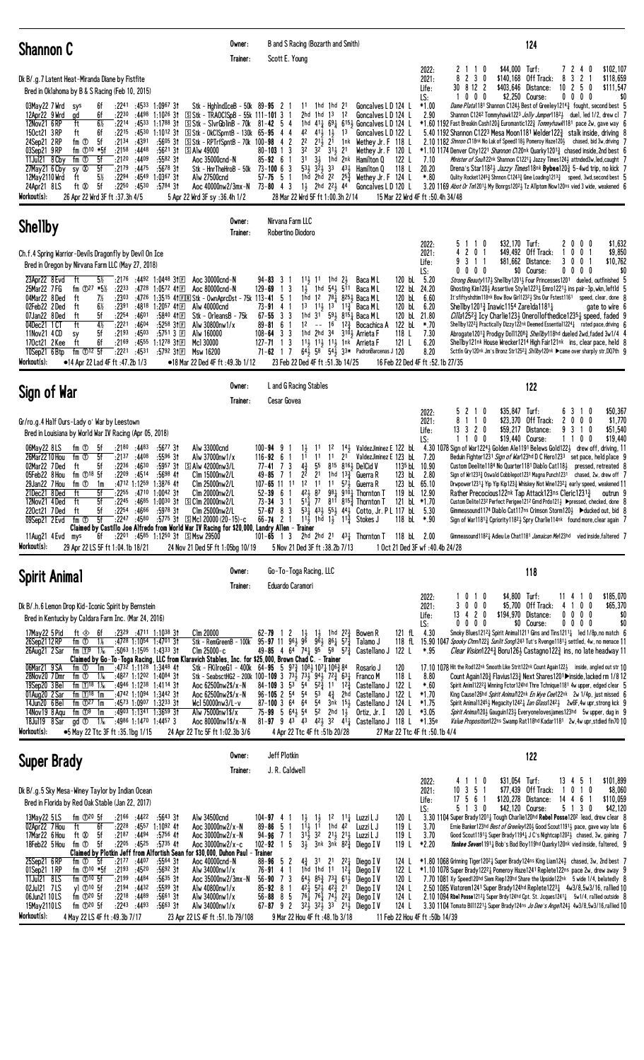## Shannon C

Owner: B and S Racing (Bozarth and Smith)
Trainer: Scott E. Young

**124**

Dk B/.g.7 Latent Heat-Miranda Diane by Fistfite
Bred in Oklahoma by B & S Racing (Feb 10, 2015)

| | Starts | 1st | 2nd | 3rd | Earnings | | Starts | 1st | 2nd | 3rd | Earnings |
|---|---|---|---|---|---|---|---|---|---|---|---|
| 2022: | 2 | 1 | 1 | 0 | $44,000 | Turf: | 7 | 2 | 4 | 0 | $102,107 |
| 2021: | 8 | 2 | 3 | 0 | $140,168 | Off Track: | 8 | 3 | 2 | 1 | $118,659 |
| Life: | 30 | 8 | 12 | 2 | $403,646 | Distance: | 10 | 2 | 5 | 0 | $111,547 |
| LS: | 1 | 0 | 0 | 0 | $2,250 | Course: | 0 | 0 | 0 | 0 | $0 |

03May22 7 Wrd sys 6f :2241 :4533 1:0967 3↑ Stk - HghlndIceB - 50k 89-95 2 1 11 1hd 1hd 21 Goncalves L D 124 L *1.00 Dame Plata1181 Shannon C124½ Best of Greeley1214¾ fought, second best 5
12Apr22 9 Wrd gd 6f :2230 :4498 1:1026 3↑ Ⓢ Stk - TRAOCISpB - 55k 111-101 3 1 2hd 1hd 13 12 Goncalves L D 124 L 2.90 Shannon C1242 Tommyhawk1223 Jolly Jumper1182¼ duel, led 1/2, drew cl 7
12Nov21 6 RP ft 6½ :2214 :4533 1:1788 3↑ Ⓢ Stk - SlvrGblnB - 70k 81-42 5 4 1hd 41½ 68¼ 615½ Goncalves L D 124 L *1.60 1192 Fast Breakin Cash120¾ Euromantic122¾ Tommyhawk1181 pace 2w, gave way 6
15Oct21 3 RP ft 6f :2215 :4530 1:1012 3↑ Ⓢ Stk - OKCSprntB - 130k 65-95 4 4 42 41½ 1½ 13 Goncalves L D 122 L 5.40 1192 Shannon C1223 Mesa Moon1181 Welder122¾ stalk inside, driving 8
24Sep21 2 RP fm ① 5f :2134 :4391 :5605 3↑ Ⓢ Stk - RPTrfSpntB - 70k 100-98 4 2 22 21½ 21 1nk Wethey Jr. F 118 L 2.10 1182 Shnnon C118nk No Lak of Speed118¾ Pomeroy Haze120½ chased, bid 3w, driving 7
03Sep21 9 RP fm ①10 *5f :2158 :4448 :5631 3↑ Ⓢ Alw 49000 80-103 1 3 32 32 31½ 21 Wethey Jr. F 120 L *1.10 1174 Denver City1221 Shannon C120nk Quarky120¹¾ chased inside, 2nd best 6
11Jul21 8 Cby fm ① 5f :2120 :4409 :5582 3↑ Aoc 35000cnd-N 85-92 6 1 31 3½ 1hd 2nk Hamilton Q 122 L 7.10 Minister of Soul122nk Shannon C1221¼ Jazzy Times124¾ attnded3w,led,caught 7
27May21 6 Cby sy Ⓢ 5f :2179 :4475 :5678 3↑ Stk - HnrTheHroB - 50k 73-100 6 3 53½ 32½ 33 43¾ Hamilton Q 118 L 20.20 Drena's Star1182½ Jazzy Times118nk Bybee120¾ 5-4wd trip, no kick 7
12May21 10 Wrd ft 5½ :2294 :4549 1:0367 3↑ Alw 27500cnd 57-75 5 1 1hd 2hd 22 25¾ Wethey Jr. F 124 L *.80 Quilty Rocket1245¾ Shnnon C1243½ Gme Loading121¾ speed, 3wd,second best 5
24Apr21 8 LS ft ⓣ 5f :2250 :4530 :5784 3↑ Aoc 40000nw2/3mx-N 73-80 4 3 1½ 2hd 22½ 44 Goncalves L D 120 L 3.20 1169 Abot Or Tml201½ My Bonrgs1202½ Tz Allpton Now120ns vied 3 wide, weakened 6

Workout(s): 26 Apr 22 Wrd 3F ft :37.3h 4/5 | 5 Apr 22 Wrd 3F sy :36.4h 1/2 | 28 Mar 22 Wrd 5F ft 1:00.3h 2/14 | 15 Mar 22 Wrd 4F ft :50.4h 34/48

## Shellby

Owner: Nirvana Farm LLC
Trainer: Robertino Diodoro

Ch.f.4 Spring Warrior-Devils Dragonfly by Devil On Ice
Bred in Oregon by Nirvana Farm LLC (May 27, 2018)

| | Starts | 1st | 2nd | 3rd | Earnings | | Starts | 1st | 2nd | 3rd | Earnings |
|---|---|---|---|---|---|---|---|---|---|---|---|
| 2022: | 5 | 1 | 1 | 0 | $32,170 | Turf: | 2 | 0 | 0 | 0 | $1,632 |
| 2021: | 4 | 2 | 0 | 1 | $49,492 | Off Track: | 1 | 0 | 0 | 1 | $9,850 |
| Life: | 9 | 3 | 1 | 1 | $81,662 | Distance: | 3 | 0 | 0 | 1 | $10,762 |
| LS: | 0 | 0 | 0 | 0 | $0 | Course: | 0 | 0 | 0 | 0 | $0 |

23Apr22 8 Evd ft 5½ :2176 :4492 1:0448 3↑Ⓕ Aoc 35000cnd-N 94-83 3 1 11½ 11 1hd 2½ Baca M L 120 bL 5.20 Strong Beauty117½ Shellby1201½ Four Princesses1201 dueled, outfinished 5
25Mar22 7 FG fm ①27 *5½ :2233 :4728 1:0572 4↑Ⓕ Aoc 80000cnd-N 129-69 1 3 1½ 1hd 54½ 511 Baca M L 122 bL 24.20 Ghosting Kim120½ Assertive Style1223½ Emro1221½ ins pair-3p,wkn,leftld 5
04Mar22 8 Ded ft 7½ :2303 :4726 1:3515 4↑ⒻⒻ Stk - OwnAprcDst - 75k 113-41 5 1 1hd 12 78¼ 825½ Baca M L 120 bL 6.60 It sfiftyshdtim118nk Bow Bow Girl12321 Shs Our Fstest1161 speed, clear, done 8
02Feb22 2 Ded ft 6f :2291 :4818 1:2057 4↑Ⓕ Alw 40000cnd 73-91 4 1 13 11½ 13 11¾ Baca M L 120 bL 6.20 Shellby1201¾ Inawic1154 Zarelda11814¼ gate to wire 6
07Jan22 8 Ded ft 5f :2254 :4601 :5840 4↑Ⓕ Stk - OrleansB - 75k 67-55 3 3 1hd 31 59¼ 815¼ Baca M L 120 bL 21.80 Cilla1252¾ Icy Charlie123¾ Onerollofthedice1235¾ speed, faded 9
04Dec21 1 CT ft 4½ :2221 :4604 :5258 3↑Ⓕ Alw 30800nw1/x 89-81 6 1 12 -- 16 12¾ Bocachica A 122 bL *.70 Shellby1222¾ Practically Dizzy122nk Deemed Essential1224¼ rated pace,driving 6
11Nov21 4 CD sy 5f :2193 :4503 :5751 3↑Ⓕ Alw 160000 108-64 3 3 1hd 2hd 34 310¾ Arrieta F 118 L 7.30 Abrogate1201¾ Prodigy Doll1209¾ Shellby118hd dueled 2wd,faded 3w1/4 4
17Oct21 2 Kee ft 6f :2169 :4555 1:1278 3↑Ⓕ Mcl 30000 127-71 1 3 11½ 11½ 11½ 1nk Arrieta F 121 L 6.20 Shellby121nk House Wrecker1214 High Fair121nk ins, clear pace, held 8
10Sep21 6 Btp fm ①12 5f :2221 :4531 :5792 3↑Ⓕ Msw 16200 71-62 1 7 64½ 58 54½ 33* Padron Barcenas J 120 8.20 Scttln Gry120nk Jm's Bronz Str1252¾ Shllby120nk ▶came over sharply str,DQ7th 9

Workout(s): ●14 Apr 22 Lad 4F ft :47.2b 1/3 | ●18 Mar 22 Ded 4F ft :49.3b 1/12 | 23 Feb 22 Ded 4F ft :51.3b 14/25 | 16 Feb 22 Ded 4F ft :52.1b 27/35

## Sign of War

Owner: L and G Racing Stables
Trainer: Cesar Govea

**122**

Gr/ro.g.4 Half Ours-Lady o' War by Leestown
Bred in Louisiana by World War IV Racing (Apr 05, 2018)

| | Starts | 1st | 2nd | 3rd | Earnings | | Starts | 1st | 2nd | 3rd | Earnings |
|---|---|---|---|---|---|---|---|---|---|---|---|
| 2022: | 5 | 2 | 1 | 0 | $35,847 | Turf: | 6 | 3 | 1 | 0 | $50,367 |
| 2021: | 8 | 1 | 1 | 0 | $23,370 | Off Track: | 2 | 0 | 0 | 0 | $1,770 |
| Life: | 13 | 3 | 2 | 0 | $59,217 | Distance: | 9 | 3 | 1 | 0 | $51,540 |
| LS: | 1 | 1 | 0 | 0 | $19,440 | Course: | 1 | 1 | 0 | 0 | $19,440 |

06May22 8 LS fm ① 5f :2180 :4483 :5677 3↑ Alw 33000cnd 100-94 9 1 1½ 11 12 14½ Valdez Jiminez E 122 bL 4.30 1078 Sign of War1224½ Golden Ale1191 Belews Gold122½ drew off, driving, 11
26Mar22 10 Hou fm ① 5f :2137 :4408 :5596 3↑ Alw 37000nw1/x 116-92 6 1 11 11 11 21 Valdez Jiminez E 123 bL 7.20 Beduin Fighter1231 Sign of War1236hd D C Hero1233 set pace, held place 9
02Mar22 7 Ded ft 5f :2236 :4630 :5957 3↑ Ⓢ Alw 42000nw3/L 77-41 7 3 4¾ 55 815 816½ Del Cid V 113b bL 10.90 Custom Deelite1184 No Quarter1181 Diablo Cat118½ pressed, retreated 8
05Feb22 8 Hou fm ①18 5f :2209 :4514 :5698 4↑ Clm 15000nw2/L 49-85 7 1 22 21 1hd 13¾ Guerra R 123 bL 2.80 Sign of War1233¾ Oswald Cobblepot1231 Magna Punch1231 chased, 2w, drew off 7
29Jan22 7 Hou fm ① 1m :4712 1:1259 1:3878 4↑ Clm 25000nw2/L 107-65 11 11 12 11 11 57½ Guerra R 123 bL 65.10 Drwpower1231¼ Yip Yip Kip123¾ Whiskey Not Wine1232½ early speed, weakened 11
21Dec21 8 Ded ft 5f :2255 :4710 1:0042 3↑ Clm 20000nw2/L 52-39 6 1 42½ 87 98¾ 910½ Thornton T 119 bL 12.90 Rather Precocious122nk Tap Attack123ns Cleric1231¾ outrun 9
12Nov21 4 Ded ft 5f :2245 :4685 1:0030 3↑ Ⓢ Clm 20000nw2/L 73-34 3 1 51¾ 77 811 815¾ Thornton T 121 bL *1.70 Custom Delite1232 Perfect Perigee1212 Gmd Prdo121½ ▶pressed, checked, done 8
22Oct21 7 Ded ft 5f :2254 :4666 :5978 3↑ Clm 25000nw2/L 57-67 8 3 53¼ 43½ 55½ 44½ Cotto, Jr. P L 117 bL 5.30 Gimmeasound1174 Diablo Cat117ns Crimson Storm120¾ ▶ducked out, bid 8
09Sep21 2 Evd fm ① 5f :2247 :4580 :5775 3↑ Ⓢ Mcl 20000 (20-15)-c 66-74 2 1 11½ 1hd 1½ 11¾ Stokes J 118 bL *.90 Sign of War1181¾ Cpriority1182½ Spry Charlie114nk found more,clear again 7

Claimed by Castillo Joe Alfredo from World War IV Racing for $20,000, Landry Allen - Trainer

11Aug21 4 Evd mys 6f :2201 :4585 1:1250 3↑ Ⓢ Msw 29500 101-65 1 3 2hd 2hd 21 43¾ Thornton T 118 bL 2.00 Gimmeasound1182¼ Adieu Le Chat1181 Jamaican Me123hd vied inside,faltered 7

Workout(s): 29 Apr 22 LS 5F ft 1:04.1b 18/21 | 24 Nov 21 Ded 5F ft 1:05bg 10/19 | 5 Nov 21 Ded 3F ft :38.2b 7/13 | 1 Oct 21 Ded 3F wf :40.4b 24/28

## Spirit Animal

Owner: Go-To-Toga Racing, LLC
Trainer: Eduardo Caramori

**118**

Dk B/.h.6 Lemon Drop Kid-Iconic Spirit by Bernstein
Bred in Kentucky by Caldara Farm Inc. (Mar 24, 2016)

| | Starts | 1st | 2nd | 3rd | Earnings | | Starts | 1st | 2nd | 3rd | Earnings |
|---|---|---|---|---|---|---|---|---|---|---|---|
| 2022: | 1 | 0 | 1 | 0 | $4,800 | Turf: | 11 | 4 | 1 | 0 | $185,070 |
| 2021: | 3 | 0 | 0 | 0 | $5,700 | Off Track: | 4 | 1 | 0 | 0 | $65,370 |
| Life: | 13 | 4 | 2 | 0 | $194,970 | Distance: | 0 | 0 | 0 | 0 | $0 |
| LS: | 0 | 0 | 0 | 0 | $0 | Course: | 0 | 0 | 0 | 0 | $0 |

17May22 5 Pid ft ◇ 6f :2329 :4711 1:1038 3↑ Clm 20000 62-79 1 2 1½ 1½ 1hd 22¾ Bowen R 121 fL 4.30 Smoky Blues1212¾ Spirit Animal1211 Gns and Tns1211¼ led 1/8p,no match 6
26Sep21 12 RP fm ① 1⅛ :4728 1:1054 1:4701 3↑ Stk - RemGreenB - 100k 95-97 11 96½ 96 96½ 86½ 57¾ Talamo J 118 fL 15.90 1047 Spooky Chnnl122¾ Sunlit Song1243 Tut's Rvenge1181½ settled, 4w, no menace 11
26Aug21 2 Sar fm Ⓣ9 1⅜ :5063 1:1505 1:4333 3↑ Clm 25000-c 49-85 4 64 74¾ 95 74¾ 57¾ Castellano J 122 L *.95 Clear Vision1224¾ Borau126½ Castagno122¾ ins, no late headway 11

Claimed by Go-To-Toga Racing, LLC from Klaravich Stables, Inc. for $25,000, Brown Chad C. - Trainer

06Mar21 9 SA fm ① 1m :4732 1:1128 1:3448 4↑ Stk - FKiroeG1 - 400k 64-95 5 97¾ 108¾ 107¼ 106¾ 84 Rosario J 120 17.10 1078 Hit the Rod122nk Smooth Like Strit122nk Count Again122½ inside, angled out str 10
28Nov20 7 Dmr fm ① 1⅛ :4827 1:1202 1:4084 3↑ Stk - SeabsctHG2 - 200k 100-109 3 73½ 73½ 94½ 72¾ 63¼ Franco M 118 L 8.80 Count Again120¾ Flavius123¾ Next Shares1201 ▶inside,lacked rm 1/8 12
19Sep20 3 Bel fm Ⓣ18 1⅜ :4946 1:1238 1:4114 3↑ Aoc 62500nw2$/x-N 84-109 3 53 54 52¾ 11 12¾ Castellano J 122 L *.60 Spirit Anim11222¾ Winning Fctor124hd Thre Triloogie1181 4w upper, edged clear 5
01Aug20 2 Sar fm Ⓣ18 1m :4742 1:0994 1:3442 3↑ Aoc 62500nw2$/x-N 96-105 2 54 54 53 4¾ 2hd Castellano J 122 L *1.70 King Cause126hd Spirit Animal122nk En Wye Cee122nk 2w 1/4p, just missed 6
14Jun20 6 Bel fm ①27 1m :4573 1:0907 1:3233 3↑ Wcl 50000nw3/L-v 87-100 3 64 64 54 3nk 15¾ Castellano J 124 L *1.75 Spirit Animal1245¾ Megacity1242¼ Ian Glass1242½ 2w6F,4w upr,strong kck 9
14Nov19 8 Aqu fm ①9 1m :4903 1:1341 1:3659 3↑ Alw 75000nw1$/x 75-99 5 64½ 54 52 2hd 1¾ Ortiz, Jr. I 120 L *3.05 Spirit Anima120¾ Gauguin123½ Everyonelovesjames123hd 5w upper, dug in 9
18Jul19 8 Sar gd ① 1⅛ :4986 1:1470 1:4457 3 Aoc 80000nw1$/x-N 81-97 9 43 43 42½ 32 41½ Castellano J 118 L *1.35e Value Proposition122ns Swamp Rat118hd Kadar1181 2w,4w upr,stdied fin70 10

Workout(s): ●5 May 22 Tdn 3F ft :35.1bg 1/15 | 24 Apr 22 Tdn 5F ft 1:02.3b 3/6 | 4 Apr 22 Tdn 4F ft :51b 20/28 | 27 Mar 22 Tdn 4F ft :50.1b 4/4

## Super Brady

Owner: Jeff Plotkin
Trainer: J. R. Caldwell

**122**

Dk B/.g.5 Sky Mesa-Winey Taylor by Indian Ocean
Bred in Florida by Red Oak Stable (Jan 27, 2017)

| | Starts | 1st | 2nd | 3rd | Earnings | | Starts | 1st | 2nd | 3rd | Earnings |
|---|---|---|---|---|---|---|---|---|---|---|---|
| 2022: | 4 | 1 | 1 | 0 | $31,054 | Turf: | 13 | 4 | 5 | 1 | $101,899 |
| 2021: | 10 | 3 | 5 | 1 | $77,439 | Off Track: | 1 | 0 | 1 | 0 | $8,060 |
| Life: | 17 | 5 | 6 | 1 | $120,278 | Distance: | 14 | 4 | 6 | 1 | $110,059 |
| LS: | 5 | 1 | 3 | 0 | $42,120 | Course: | 5 | 1 | 3 | 0 | $42,120 |

13May22 5 LS fm ①20 5f :2166 :4422 :5643 3↑ Alw 34500cnd 104-97 4 1 1½ 1½ 12 11¼ Luzzi L J 120 L 3.30 1104 Super Brady1201¼ Tough Charlie120hd Rebel Posse1202 lead, drew clear 8
02Apr22 7 Hou fm ① 6f :2228 :4557 1:1092 4↑ Aoc 30000nw2/x-N 89-86 5 1 11½ 11 1hd 42 Luzzi L J 119 L 3.70 Ernie Banker123hd Best of Greeley120¾ Good Scout1191¼ pace, gave way late 6
17Mar22 6 Hou ft ⓣ 5f :2187 :4494 :5756 4↑ Aoc 30000nw2/x-N 94-96 7 1 31½ 32 21½ 21½ Luzzi L J 119 L 3.70 Good Scout1191½ Super Brady1194¾ J C's Nightcap1202¼ chased, 3w, gaining 7
18Feb22 5 Hou fm ① 5f :2205 :4525 :5735 4↑ Aoc 30000nw2/x-c 102-92 1 5 3½ 3nk 3nk 82¾ Diego I V 119 L *2.20 Yankee Seven1191¾ Bob's Bad Boy119hd Quarky120nk vied inside, faltered, 9

Claimed by Plotkin Jeff from Alfortish Sean for $30,000, Duhon Paul - Trainer

25Sep21 6 RP fm ① 5f :2177 :4407 :5564 3↑ Aoc 40000cnd-N 88-96 5 2 4¾ 31 21 22¼ Diego I V 124 L *1.80 1068 Grinning Tiger1202¼ Super Brady124ns King Liam124½ chased, 3w, 2nd best 7
01Sep21 1 RP fm ①10 *5f :2193 :4520 :5692 3↑ Alw 34000nw1/x 76-91 4 1 1hd 1hd 11 12¼ Diego I V 122 L *1.10 1078 Super Brady1222¼ Pomeroy Haze1241 Replete122ns pace 2w, drew away 9
11Jul21 8 LS fm ①10 5f :2199 :4484 :5635 3↑ Aoc 35000nw2/3mx-N 56-90 7 3 64¾ 85¾ 73¾ 61½ Diego I V 120 L 7.70 1081 Xy Speed120hd Siem Riep120hd Share the Upside122nk 5 wide 1/4, belatedly 8
02Jul21 7 LS yl ①10 5f :2194 :4432 :5599 3↑ Alw 40800nw1/x 85-92 8 1 42½ 52½ 42¾ 21 Diego I V 124 L 2.50 1085 Vistoren1241 Super Brady124hd Replete1223¼ 4w3/8,5w3/16, rallied 10
06Jun21 10 LS fm ①20 5f :2218 :4469 :5661 3↑ Alw 34000nw1/x 56-88 8 5 76¾ 76¾ 74¾ 22¼ Diego I V 124 L 2.10 1094 Rbel Posse1212¼ Super Brady124hd Cpt. St. Jcques1241¼ 5w1/4, rallied outside 8
15May21 10 LS fm ①20 5f :2243 :4493 :5663 3↑ Alw 34000nw1/x 67-87 9 2 32½ 32½ 33 21½ Diego I V 124 L 3.30 1104 Tomato Bill1221½ Super Brady124ns Jo Dee's Angel124½ 4w3/8,5w3/16,rallied 10

Workout(s): 4 May 22 LS 4F ft :49.3b 7/17 | 23 Apr 22 LS 5F ft :51.1b 79/108 | 9 Mar 22 Hou 4F ft :48.1b 3/18 | 11 Feb 22 Hou 4F ft :50b 14/39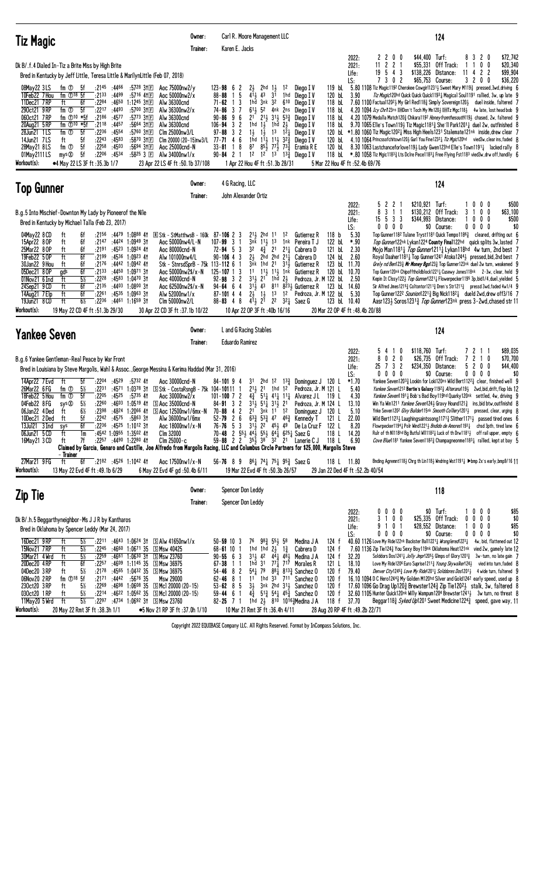## Tiz Magic

Owner: Carl R. Moore Management LLC
Trainer: Karen E. Jacks

124

Dk B/.f.4 Dialed In–Tiz a Brite Miss by High Brite
Bred in Kentucky by Jeff Little, Teresa Little & MarilynLittle (Feb 07, 2018)

| | | | | | | | |
|---|---|---|---|---|---|---|---|
| 2022: | 2 2 0 0 | $44,400 | Turf: | 8 3 2 0 | $72,742 |
| 2021: | 11 2 2 1 | $55,331 | Off Track: | 1 1 0 0 | $20,340 |
| Life: | 19 5 4 3 | $138,226 | Distance: | 11 4 2 2 | $99,904 |
| LS: | 7 3 0 2 | $65,753 | Course: | 3 2 0 0 | $36,220 |

08May22 3 LS fm ① 5f :2145 :4466 :5728 31F Aoc 75000nw2/y 123–98 6 2 2½ 2hd 1½ 12 Diego I V 119 bL 5.80 1108 Tiz Magic1192 Cherokee Cowgirl1231¼ Sweet Mary M119¾ pressed,3wd,driving 6
10Feb22 7 Hou fm ①18 5f :2133 :4499 :5716 41F Aoc 50000nw2/x 88–88 1 5 4½ 43 31 1hd Diego I V 120 bL 3.90 Tiz Magic120hd Quick Quick Quick1193¼ Magical Soul1191 rallied, 3w, up late 9
11Dec21 7 RP ft 6f :2284 :4650 1:1245 31F Alw 36300cnd 71–62 1 3 1hd 3nk 32 610 Diego I V 118 bL 7.60 1100 Factual1202½ My Girl Red118¾ Simply Sovereign120½ duel inside, faltered 7
29Oct21 9 RP fm ① 5f :2217 :4493 :5700 31F Alw 36300nw2/x 74–86 3 7 6½ 52 4nk 2ns Diego I V 118 bL 4.20 1094 Icy Chrl23ns DHDon't Toch My Mn120½ DHTz Mgc118½ 4w late, lost head bob 9
06Oct21 7 RP fm ①10 *5f :2186 :4577 :5773 31F Alw 36300cnd 90–86 9 6 21 2½ 3½ 53¾ Diego I V 118 bL 4.20 1079 Medalla Match120¾ Chikara1192 Honey from the south119¾ chased, 2w, faltered 9
20Aug21 5 RP fm ①10 *5f :2118 :4457 :5664 31F Alw 36300cnd 106–94 3 2 1hd 1½ 1hd 2½ Diego I V 118 bL 9.70 1065 Elle's Town119½ Tiz Magic118½ She'll Park1201¼ duel 2w, outfinished 8
28Jun21 1 LS fm ① 5f :2236 :4554 :5760 31F Clm 25000nw3/L 97–88 3 2 1½ 1½ 13 12¼ Diego I V 120 L *1.80 1060 Tiz Magic1202¼ Miss High Heels1233 Stalemate121nk inside,drew clear 7
14Jun21 7 LS ft 5f :2243 :4583 :5870 31F Clm 20000 (20-15)nw3/L 77–71 4 6 1hd 11½ 11½ 32¾ Diego I V 120 bL 4.10 1064 Princssofchitown120¾ Gurl You Fine1232¼ Tiz Mgic120hd vied3w,clear ins,faded 8
28May21 8 LS fm ① 5f :2258 :4503 :5694 31F Aoc 25000cnd–N 33–81 1 8 87 85¾ 77¾ 73¾ Eramia R E 120 bL 8.30 1063 Lastchanceforlove119½ Lady Gwen123hd Elle's Town1191¼ lacked rally 8
01May2111 LS mys⑤ 5f :2206 :4534 :5825 3F Alw 34000nw1/x 90–84 2 1 12 12 13 13¾ Diego I V 118 bL *.80 1058 Tiz Mgic1183¾ Lts Dclre Pece1181½ Free Flying Fst1183 vied3w,drw off,handily 6

Workout(s): ●4 May 22 LS 3F ft :35.3b 1/7 | 23 Apr 22 LS 4F ft :50.1b 37/108 | 1 Apr 22 Hou 4F ft :51.3b 28/31 | 5 Mar 22 Hou 4F ft :52.4b 69/76

## Top Gunner

Owner: 4 G Racing, LLC
Trainer: John Alexander Ortiz

124

B.g.5 Into Mischief–Downton My Lady by Pioneerof the Nile
Bred in Kentucky by Michael Talla (Feb 23, 2017)

| | | | | | | | |
|---|---|---|---|---|---|---|---|
| 2022: | 5 2 2 1 | $210,921 | Turf: | 1 0 0 0 | $500 |
| 2021: | 8 3 1 1 | $130,212 | Off Track: | 3 1 0 0 | $63,100 |
| Life: | 15 5 3 3 | $344,993 | Distance: | 1 0 0 0 | $500 |
| LS: | 0 0 0 0 | $0 | Course: | 0 0 0 0 | $0 |

04May22 8 CD ft 6f :2156 :4479 1:0888 4↑ R Stk - StMatthewsB - 160k 87–106 2 3 2½ 2hd 11 12 Gutierrez R 118 b 5.30 Top Gunner1182 Tulane Tryst1181 Quick Tempo1184¾ cleared, drifting out 6
15Apr22 8 OP ft 6f :2147 :4424 1:0949 3↑ Aoc 50000nw4/L–N 107–99 3 1 3nk 11½ 13 1nk Pereira T J 122 bL *.90 Top Gunner122nk Lykan1224 County Final122hd quick splits 3w,lasted 7
25Mar22 8 OP ft 6f :2191 :4523 1:0924 4↑ Aoc 80000cnd–N 72–94 5 3 32 4¾ 21 21¼ Cabrera D 121 bL 2.30 Mojo Man1181¼ Top Gunner1211¼ Lykan118hd 4w turn, 2nd best 7
19Feb22 5 OP ft 6f :2199 :4536 1:0923 4↑ Alw 101000nw4/L 90–106 4 3 2½ 2hd 2hd 21¼ Cabrera D 124 bL 2.60 Royal Dasher1181¼ Top Gunner1241 Atoka1244½ pressed,bid,2nd best 7
30Jan22 9 Hou ft 6f :2176 :4442 1:0942 4↑ Stk - StnrsdSprB - 75k 113–112 6 1 3nk 1hd 21 31½ Gutierrez R 123 bL 11.70 Grely nd Ben123½ Mr Money Bgs123½ Top Gunner123nk duel 2w turn, weakened 9
05Dec21 8 OP gds 6f :2133 :4450 1:0971 3↑ Aoc 50000nw2$/x–N 125–107 1 3 11 11½ 11½ 1nk Gutierrez R 120 bL 10.70 Top Gunnr120nk Chipofftholdblock1221¼ Cusewy Jones118nk 2-3w, clear, held 9
01Nov21 6 Ind ft 5½ :2228 :4583 1:0470 3↑ Aoc 40000cnd–N 92–98 3 2 31½ 21 1hd 2½ Pedroza, Jr. M 122 bL 2.50 Kepin It Clssy122½ Top Gunner1221¼ Flowerpecker1193 3p,bid1/4,duel,yielded 5
26Sep21 9 CD ft 6f :2135 :4403 1:0800 3↑ Aoc 62500nw2$/x–N 94–64 6 4 31½ 43 811 823¼ Gutierrez R 123 bL 14.60 Sr Alfred Jmes1215¼ Coltontor1211¾ Drem's Str1211¾ pressd 3wd,faded 4w1/4 9
14Aug21 7 Elp ft 6f :2261 :4535 1:0963 3↑ Alw 52000nw1/x 87–101 4 4 2½ 1½ 13 12 Pedroza, Jr. M 122 bL 5.30 Top Gunner1222 Souniorl1221¾ Big Nick1182¼ dueld 2wd,drew off3/16 7
19Jun21 8 CD ft 6½ :2236 :4461 1:1659 3↑ Clm 50000nw2/L 88–83 4 8 41½ 21 22 32¼ Saez G 123 bL 10.40 Aasr123½ Soros1231¾ Top Gunner123nk press 3-2wd,chased str 11

Workout(s): 19 May 22 CD 4F ft :51.3b 29/30 | 30 Apr 22 CD 3F ft :37.1b 10/22 | 10 Apr 22 OP 3F ft :40b 16/16 | 20 Mar 22 OP 4F ft :48.4b 20/88

## Yankee Seven

Owner: L and G Racing Stables
Trainer: Eduardo Ramirez

124

B.g.6 Yankee Gentleman–Peace Real by War Front
Bred in Louisiana by Steve Margolis, Wahl & Assoc.,George Messina & Kerima Haddad (Mar 31, 2016)

| | | | | | | | |
|---|---|---|---|---|---|---|---|
| 2022: | 5 4 1 0 | $118,760 | Turf: | 7 2 1 1 | $89,035 |
| 2021: | 8 0 2 0 | $26,735 | Off Track: | 7 2 1 0 | $70,700 |
| Life: | 25 7 3 2 | $234,350 | Distance: | 5 2 0 0 | $44,400 |
| LS: | 0 0 0 0 | $0 | Course: | 0 0 0 0 | $0 |

14Apr22 7 Evd ft 5f :2204 :4529 :5732 4↑ Aoc 30000cnd–N 84–101 9 4 31 2hd 12 13¾ Dominguez J 120 L *1.70 Yankee Seven1203¾ Lookin for Loki120ns Wild Bert1122¾ clear, finished well 9
26Mar22 6 FG fm ① 5½ :2231 :4571 1:0378 3↑ S Stk - CostaRsngB - 75k 104–101 11 1 21½ 21 1hd 12 Pedroza, Jr. M 121 L 5.40 Yankee Seven1212 Bertie's Galaxy119¾ Alterano119½ 2wd,bid,drift,flop lds 12
18Feb22 5 Hou fm ① 5f :2205 :4525 :5735 4↑ Aoc 30000nw2/x 101–100 7 2 4¾ 51¼ 41¼ 11¼ Alvarez J L 119 L 4.30 Yankee Seven1191¼ Bob's Bad Boy119hd Quarky120nk settled, 4w, driving 9
04Feb22 8 FG sys⑤ 5½ :2260 :4603 1:0519 4↑ S Aoc 35000cnd–N 84–91 3 2 31½ 51½ 31½ 21 Pedroza, Jr. M 124 L 13.10 Win Ya Win1211 Yankee Seven124½ Gravy Hound121¾ ins,bid btw,outfinishd 8
06Jan22 4 Ded ft 6½ :2398 :4824 1:2066 4↑ S Aoc 12500nw1/6mx–N 70–88 4 2 21 3nk 11 12 Dominguez J 120 L 5.10 Ynke Seven1202 Gixy Builder115nk Smooth Colbery1201¼ pressed, clear, urging 8
10Dec21 2 Ded ft 5f :2242 :4575 :5863 3↑ Alw 36000nw/6mx 52–79 2 6 63¾ 53¾ 47 46¾ Kennedy T 121 L 22.00 Wild Bert1123¼ Laughingsaintssong1171¾ Slither1171¼ passed tired ones 6
13Jul21 3 Ind sys 6f :2236 :4525 1:1012 3↑ Aoc 18000nw1/x–N 76–76 5 3 31½ 22 45¼ 49 De La Cruz F 122 L 8.20 Flowrpecker1194¼ Polr Wind1221¼ Brolde de Amores1192¼ chsd 3pth, tired lane 6
06Jun21 5 CD ft 1m :4542 1:0955 1:3502 4↑ Clm 32000 70–48 2 55¼ 44½ 55½ 64¼ 625¼ Saez G 118 L 14.20 Rulr of th Ntl118hd Bg Butful Wll1182¾ Luck of th Drw1181¼ off rail upper, empty 6
16May21 3 CD ft 7f :2257 :4490 1:2280 4↑ Clm 25000–c 59–88 2 2 35½ 38 32 21 Lanerie C J 118 L 6.90 Cove Blue1181 Yankee Seven1182¾ Champagneonme1183¼ rallied, kept at bay 5
**Claimed by Garcia, Genaro and Castille, Joe Alfredo from Margolis Racing, LLC and Columbus Circle Partners for $25,000, Margolis Steve – Trainer**
27Mar21 9 FG ft 6f :2182 :4526 1:1042 4↑ Aoc 17500nw1/x–N 56–76 8 9 86¼ 74¼ 75½ 95¾ Saez G 118 L 11.80 Bnding Agreemnt118¾ Chrg th Lin118½ Wndring Wst1191¼ ▶bmp 2x's early,bmp9/16 11

Workout(s): 13 May 22 Evd 4F ft :49.1b 6/29 | 6 May 22 Evd 4F gd :50.4b 6/11 | 19 Mar 22 Evd 4F ft :50.3b 26/57 | 29 Jan 22 Ded 4F ft :52.2b 40/54

## Zip Tie

Owner: Spencer Don Leddy
Trainer: Spencer Don Leddy

118

Dk B/.h.5 Beggarthyneighbor–Ms J J R by Kantharos
Bred in Oklahoma by Spencer Leddy (Mar 24, 2017)

| | | | | | | | |
|---|---|---|---|---|---|---|---|
| 2022: | 0 0 0 0 | $0 | Turf: | 1 0 0 0 | $85 |
| 2021: | 3 1 0 0 | $25,335 | Off Track: | 0 0 0 0 | $0 |
| Life: | 9 1 0 1 | $28,552 | Distance: | 1 0 0 0 | $85 |
| LS: | 0 0 0 0 | $0 | Course: | 0 0 0 0 | $0 |

16Dec21 9 RP ft 5½ :2211 :4643 1:0624 3↑ S Alw 41650nw1/x 50–59 10 3 76 98¾ 55¼ 58 Medina J A 124 f 40.60 1126 Love My Ride122nk Backster Ball1221¼ Wangleroo1223¼ 4w, bid, flattened out 12
15Nov21 7 RP ft 5½ :2245 :4660 1:0671 3↑ S Msw 23760 68–61 10 1 1hd 1hd 2½ 1¾ Cabrera D 124 f 7.60 1136 Zip Tie124¾ You Sexy Boy119nk Oklahoma Heat121nk vied 2w, gamely late 12
30Mar21 4 Wrd ft 5½ :2259 :4661 1:0630 3↑ S Msw 23760 90–55 6 3 31½ 42 44¾ 48¾ Medina J A 124 f 32.20 Solddors Dos1241¼ Jolly Jmprl205½ Glmps of Glory1201¾ 3w–turn, no late gain 7
20Dec20 4 RP ft 6f :2257 :4609 1:1145 3↑ S Msw 36975 67–38 1 1 1hd 31 77¾ 717 Morales R 121 L 18.10 Love My Ride1206 Euro Suprise1211¼ Young Skywalker124½ vied into turn,faded 8
04Dec20 3 RP ft 5½ :2178 :4565 1:0432 3↑ S Msw 36975 54–46 8 2 54½ 79 89¼ 813¾ Sanchez O 120 f 79.40 Denver City1245¼ Love My Ride1201¼ Solddores Dos1201½ 4 wide turn, faltered 9
06Nov20 2 RP fm ①18 5f :2171 :4442 :5676 3↑ Msw 29000 62–46 8 1 11 1hd 33 711 Sanchez O 120 f 16.10 1094 D C Hero1244¾ My Golden M120hd Silver and Gold1242 early speed, used up 8
23Oct20 3 RP ft 5½ :2269 :4698 1:0608 3↑ S Mcl 20000 (20-15) 53–62 8 5 3½ 3nk 2hd 31½ Sanchez O 120 f 17.60 1096 Go Drag Up120¾ Brewster124¾ Zip Tie1202½ stalk, 3w, faltered 8
03Oct20 1 RP ft 5½ :2214 :4622 1:0562 3↑ S Mcl 20000 (20-15) 59–44 6 1 4¾ 51¾ 54¼ 45¾ Sanchez O 120 f 32.60 1105 Hunter Quick120nk Milly Wampum1204 Brewster1241½ 3w turn, no threat 8
11May20 5 Wrd ft 5½ :2297 :4734 1:0692 3↑ S Msw 23760 82–25 7 1 1hd 2½ 810 1016¾ Medina J A 118 f 37.70 Beggar118¾ Syked Up1201 Sweet Medicine1224¾ speed, gave way. 11

Workout(s): 20 May 22 Rmt 3F ft :38.3h 1/1 | ●5 Nov 21 RP 3F ft :37.0h 1/10 | 10 Mar 21 Rmt 3F ft :36.4h 4/11 | 28 Aug 20 RP 4F ft :49.2b 22/71

Copyright 2022 EQUIBASE Company LLC. All Rights Reserved. Format by InCompass Solutions, Inc.